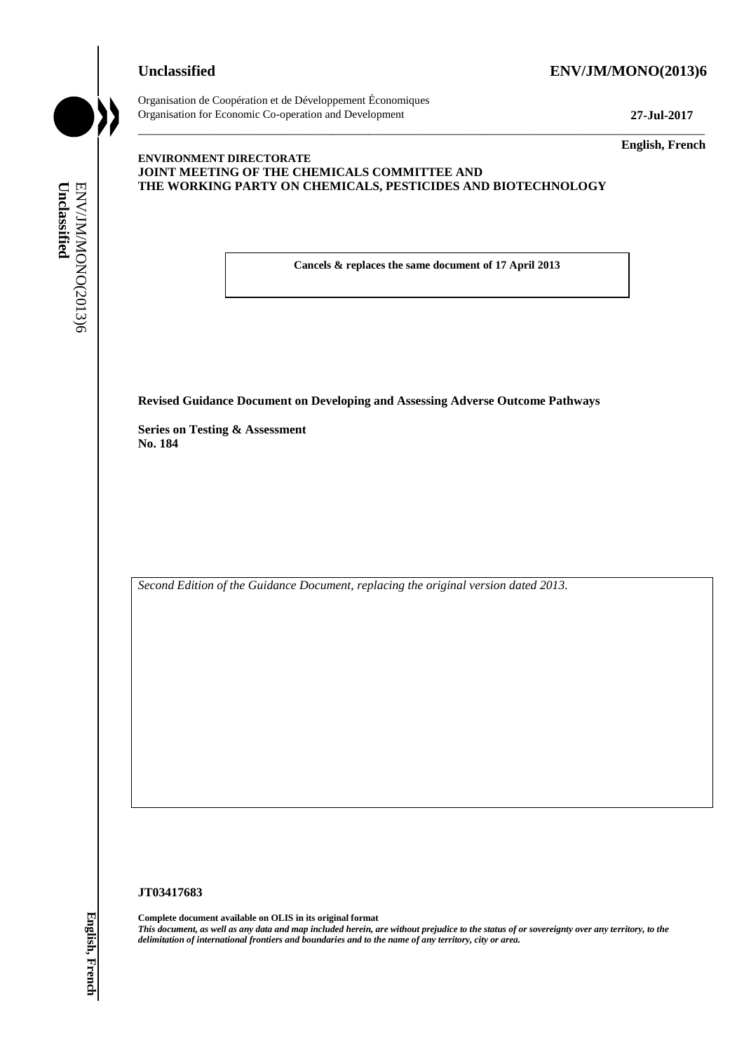**Unclassified** **ENV/JM/MONO(2013)6**

Organisation de Coopération et de Développement Économiques
Organisation for Economic Co-operation and Development **27-Jul-2017**

**English, French**

**ENVIRONMENT DIRECTORATE**
**JOINT MEETING OF THE CHEMICALS COMMITTEE AND**
**THE WORKING PARTY ON CHEMICALS, PESTICIDES AND BIOTECHNOLOGY**

**Cancels & replaces the same document of 17 April 2013**

**Revised Guidance Document on Developing and Assessing Adverse Outcome Pathways**

**Series on Testing & Assessment**
**No. 184**

*Second Edition of the Guidance Document, replacing the original version dated 2013.*

**JT03417683**

**Complete document available on OLIS in its original format**
***This document, as well as any data and map included herein, are without prejudice to the status of or sovereignty over any territory, to the delimitation of international frontiers and boundaries and to the name of any territory, city or area.***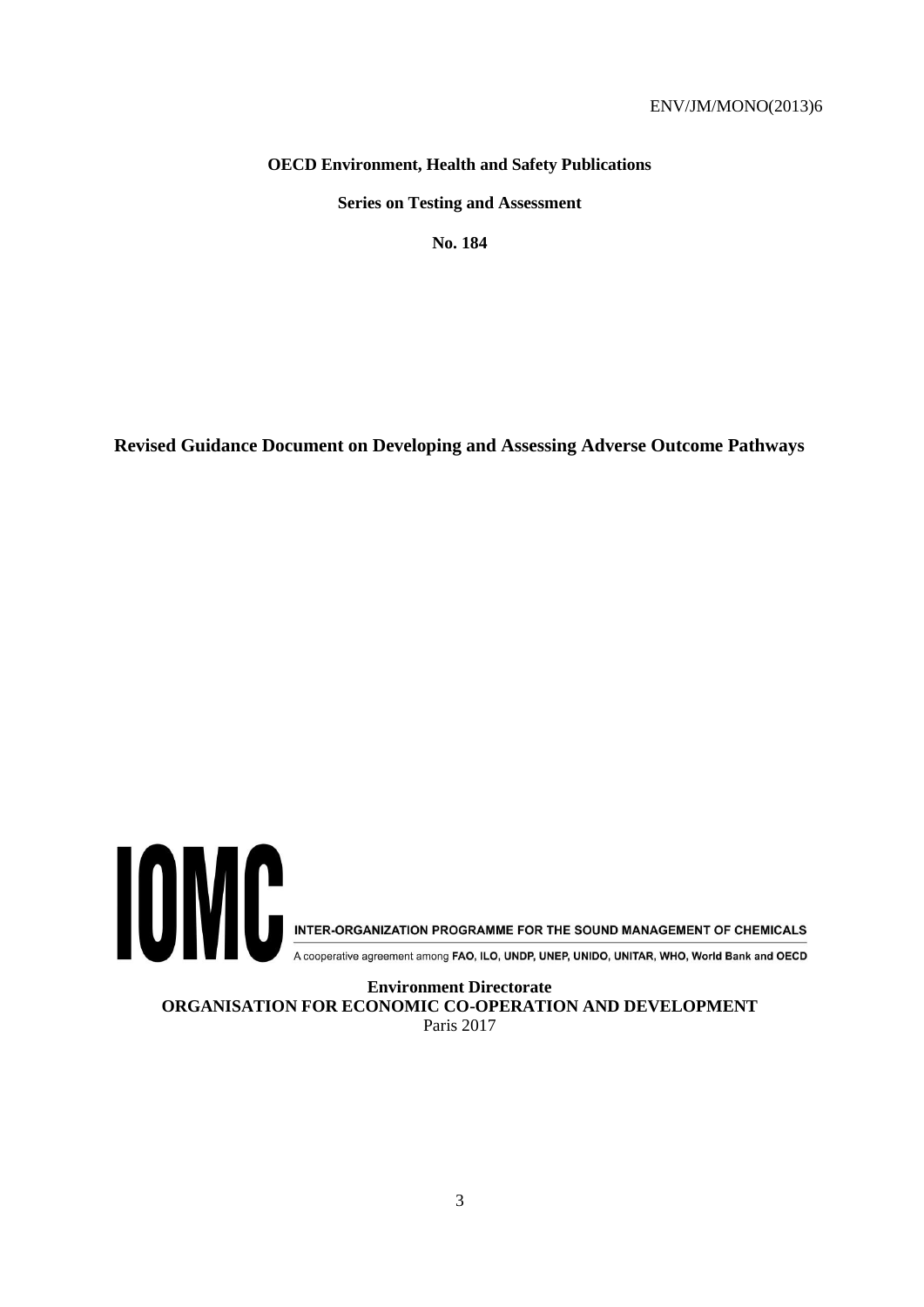ENV/JM/MONO(2013)6

**OECD Environment, Health and Safety Publications**

**Series on Testing and Assessment**

**No. 184**

# Revised Guidance Document on Developing and Assessing Adverse Outcome Pathways

IOMC

INTER-ORGANIZATION PROGRAMME FOR THE SOUND MANAGEMENT OF CHEMICALS

A cooperative agreement among **FAO, ILO, UNDP, UNEP, UNIDO, UNITAR, WHO, World Bank and OECD**

**Environment Directorate**
**ORGANISATION FOR ECONOMIC CO-OPERATION AND DEVELOPMENT**
Paris 2017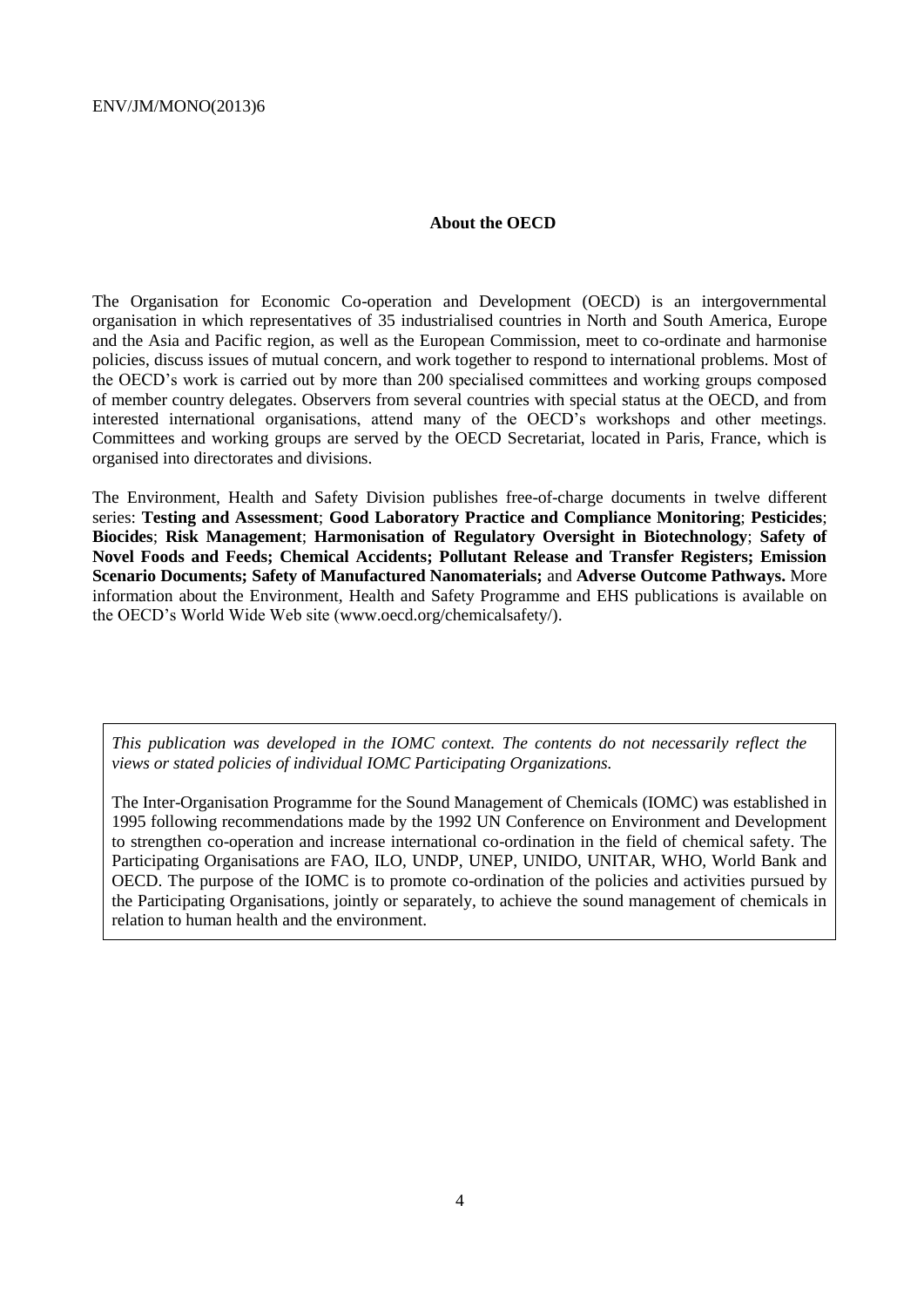## About the OECD

The Organisation for Economic Co-operation and Development (OECD) is an intergovernmental organisation in which representatives of 35 industrialised countries in North and South America, Europe and the Asia and Pacific region, as well as the European Commission, meet to co-ordinate and harmonise policies, discuss issues of mutual concern, and work together to respond to international problems. Most of the OECD's work is carried out by more than 200 specialised committees and working groups composed of member country delegates. Observers from several countries with special status at the OECD, and from interested international organisations, attend many of the OECD's workshops and other meetings. Committees and working groups are served by the OECD Secretariat, located in Paris, France, which is organised into directorates and divisions.

The Environment, Health and Safety Division publishes free-of-charge documents in twelve different series: **Testing and Assessment**; **Good Laboratory Practice and Compliance Monitoring**; **Pesticides**; **Biocides**; **Risk Management**; **Harmonisation of Regulatory Oversight in Biotechnology**; **Safety of Novel Foods and Feeds; Chemical Accidents; Pollutant Release and Transfer Registers; Emission Scenario Documents; Safety of Manufactured Nanomaterials;** and **Adverse Outcome Pathways.** More information about the Environment, Health and Safety Programme and EHS publications is available on the OECD's World Wide Web site (www.oecd.org/chemicalsafety/).

*This publication was developed in the IOMC context. The contents do not necessarily reflect the views or stated policies of individual IOMC Participating Organizations.*

The Inter-Organisation Programme for the Sound Management of Chemicals (IOMC) was established in 1995 following recommendations made by the 1992 UN Conference on Environment and Development to strengthen co-operation and increase international co-ordination in the field of chemical safety. The Participating Organisations are FAO, ILO, UNDP, UNEP, UNIDO, UNITAR, WHO, World Bank and OECD. The purpose of the IOMC is to promote co-ordination of the policies and activities pursued by the Participating Organisations, jointly or separately, to achieve the sound management of chemicals in relation to human health and the environment.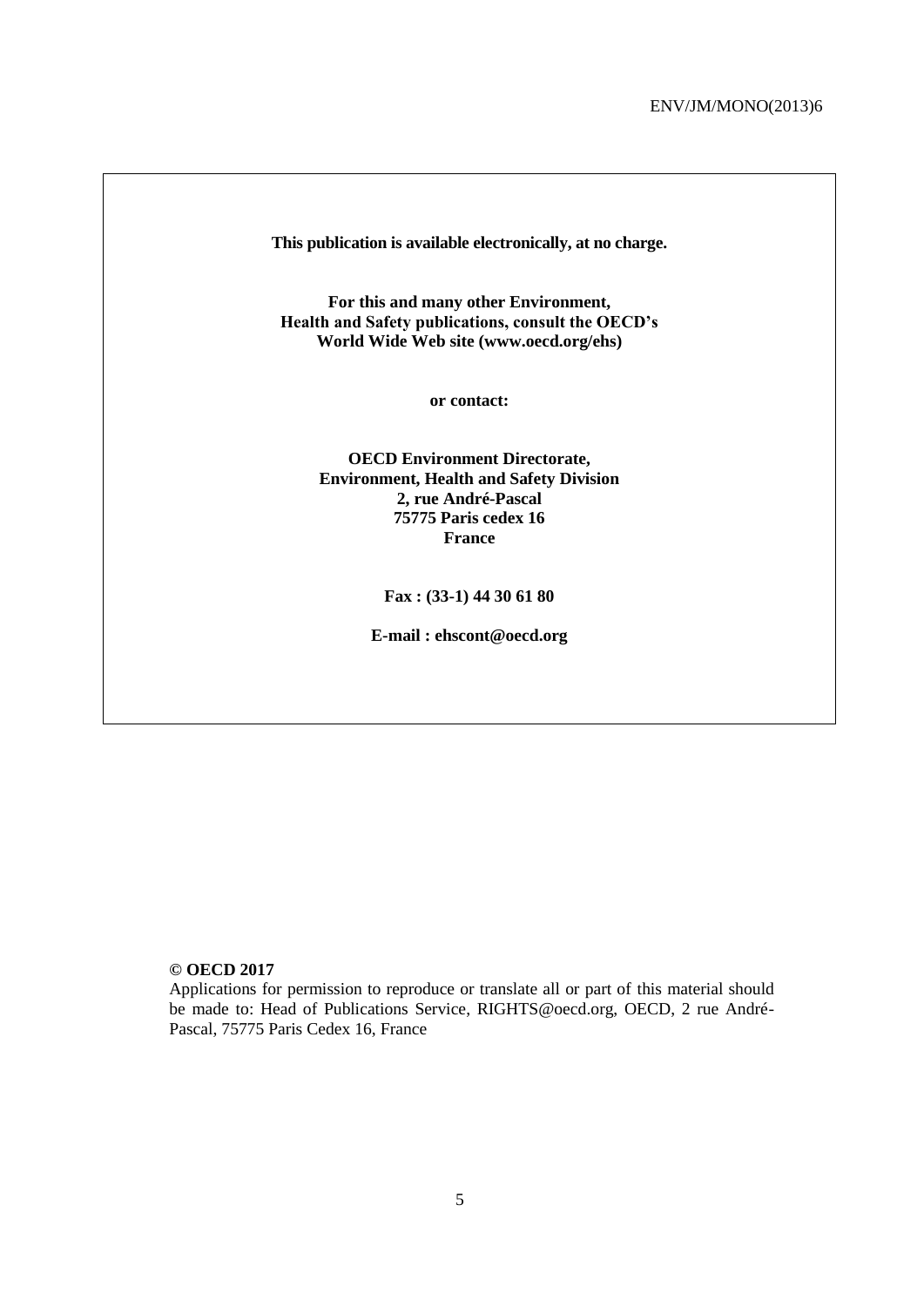**This publication is available electronically, at no charge.**

**For this and many other Environment, Health and Safety publications, consult the OECD's World Wide Web site (www.oecd.org/ehs)**

**or contact:**

**OECD Environment Directorate,**
**Environment, Health and Safety Division**
**2, rue André-Pascal**
**75775 Paris cedex 16**
**France**

**Fax : (33-1) 44 30 61 80**

**E-mail : ehscont@oecd.org**

**© OECD 2017**

Applications for permission to reproduce or translate all or part of this material should be made to: Head of Publications Service, RIGHTS@oecd.org, OECD, 2 rue André-Pascal, 75775 Paris Cedex 16, France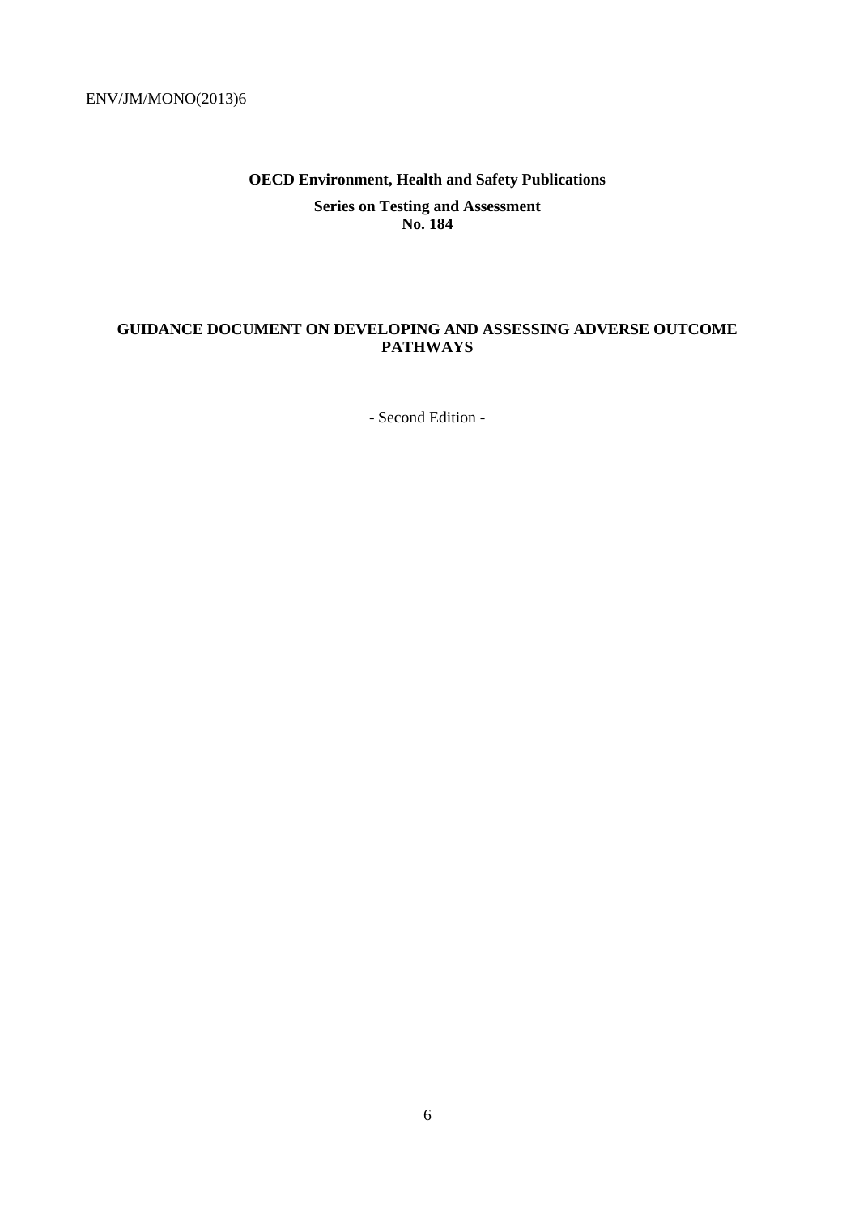**OECD Environment, Health and Safety Publications**

**Series on Testing and Assessment**
**No. 184**

# GUIDANCE DOCUMENT ON DEVELOPING AND ASSESSING ADVERSE OUTCOME PATHWAYS

- Second Edition -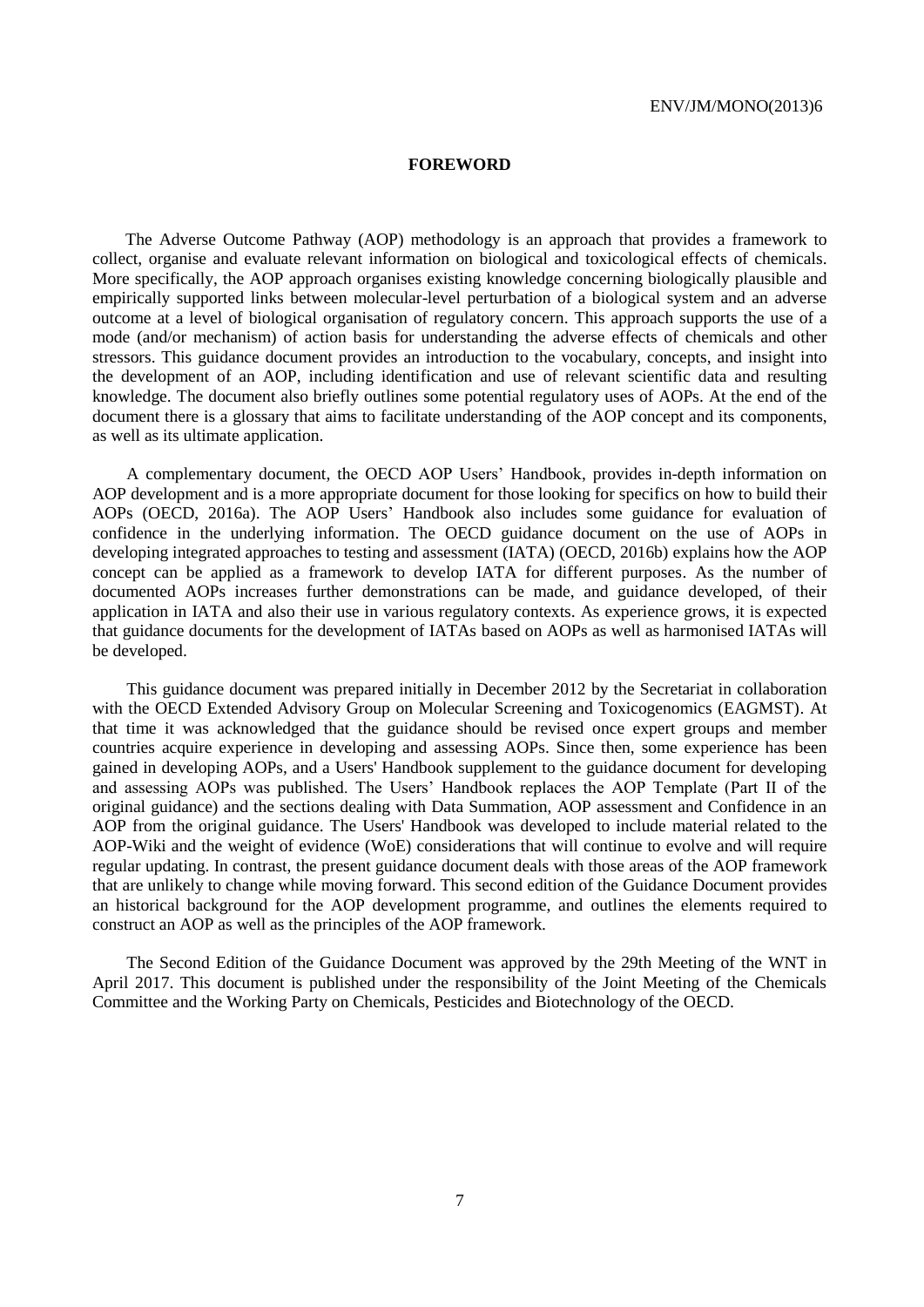# FOREWORD

The Adverse Outcome Pathway (AOP) methodology is an approach that provides a framework to collect, organise and evaluate relevant information on biological and toxicological effects of chemicals. More specifically, the AOP approach organises existing knowledge concerning biologically plausible and empirically supported links between molecular-level perturbation of a biological system and an adverse outcome at a level of biological organisation of regulatory concern. This approach supports the use of a mode (and/or mechanism) of action basis for understanding the adverse effects of chemicals and other stressors. This guidance document provides an introduction to the vocabulary, concepts, and insight into the development of an AOP, including identification and use of relevant scientific data and resulting knowledge. The document also briefly outlines some potential regulatory uses of AOPs. At the end of the document there is a glossary that aims to facilitate understanding of the AOP concept and its components, as well as its ultimate application.

A complementary document, the OECD AOP Users' Handbook, provides in-depth information on AOP development and is a more appropriate document for those looking for specifics on how to build their AOPs (OECD, 2016a). The AOP Users' Handbook also includes some guidance for evaluation of confidence in the underlying information. The OECD guidance document on the use of AOPs in developing integrated approaches to testing and assessment (IATA) (OECD, 2016b) explains how the AOP concept can be applied as a framework to develop IATA for different purposes. As the number of documented AOPs increases further demonstrations can be made, and guidance developed, of their application in IATA and also their use in various regulatory contexts. As experience grows, it is expected that guidance documents for the development of IATAs based on AOPs as well as harmonised IATAs will be developed.

This guidance document was prepared initially in December 2012 by the Secretariat in collaboration with the OECD Extended Advisory Group on Molecular Screening and Toxicogenomics (EAGMST). At that time it was acknowledged that the guidance should be revised once expert groups and member countries acquire experience in developing and assessing AOPs. Since then, some experience has been gained in developing AOPs, and a Users' Handbook supplement to the guidance document for developing and assessing AOPs was published. The Users' Handbook replaces the AOP Template (Part II of the original guidance) and the sections dealing with Data Summation, AOP assessment and Confidence in an AOP from the original guidance. The Users' Handbook was developed to include material related to the AOP-Wiki and the weight of evidence (WoE) considerations that will continue to evolve and will require regular updating. In contrast, the present guidance document deals with those areas of the AOP framework that are unlikely to change while moving forward. This second edition of the Guidance Document provides an historical background for the AOP development programme, and outlines the elements required to construct an AOP as well as the principles of the AOP framework.

The Second Edition of the Guidance Document was approved by the 29th Meeting of the WNT in April 2017. This document is published under the responsibility of the Joint Meeting of the Chemicals Committee and the Working Party on Chemicals, Pesticides and Biotechnology of the OECD.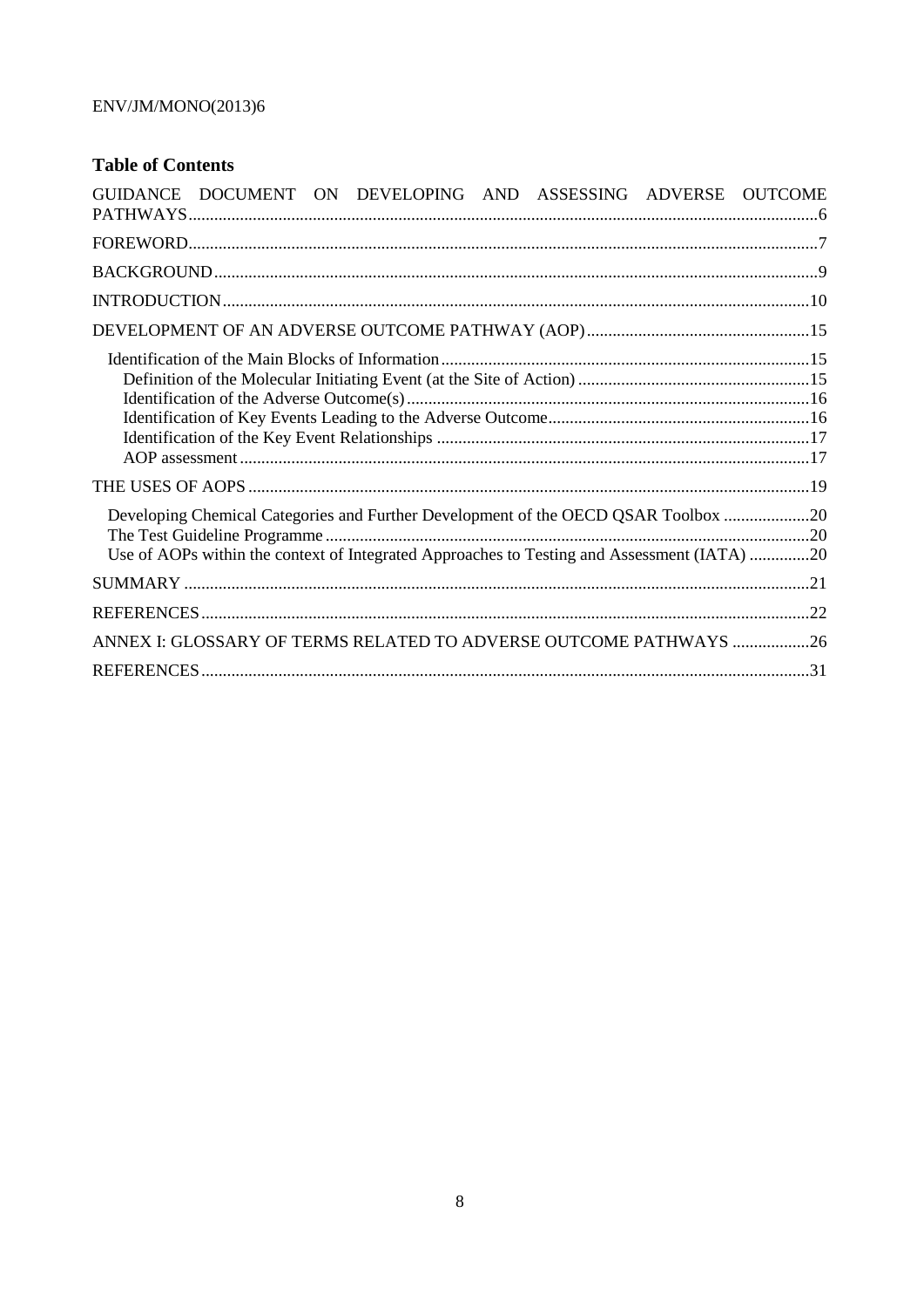## Table of Contents

GUIDANCE DOCUMENT ON DEVELOPING AND ASSESSING ADVERSE OUTCOME PATHWAYS.......6

FOREWORD.......7

BACKGROUND.......9

INTRODUCTION.......10

DEVELOPMENT OF AN ADVERSE OUTCOME PATHWAY (AOP).......15

- Identification of the Main Blocks of Information.......15
  - Definition of the Molecular Initiating Event (at the Site of Action).......15
  - Identification of the Adverse Outcome(s).......16
  - Identification of Key Events Leading to the Adverse Outcome.......16
  - Identification of the Key Event Relationships.......17
  - AOP assessment.......17

THE USES OF AOPS.......19

- Developing Chemical Categories and Further Development of the OECD QSAR Toolbox.......20
- The Test Guideline Programme.......20
- Use of AOPs within the context of Integrated Approaches to Testing and Assessment (IATA).......20

SUMMARY.......21

REFERENCES.......22

ANNEX I: GLOSSARY OF TERMS RELATED TO ADVERSE OUTCOME PATHWAYS.......26

REFERENCES.......31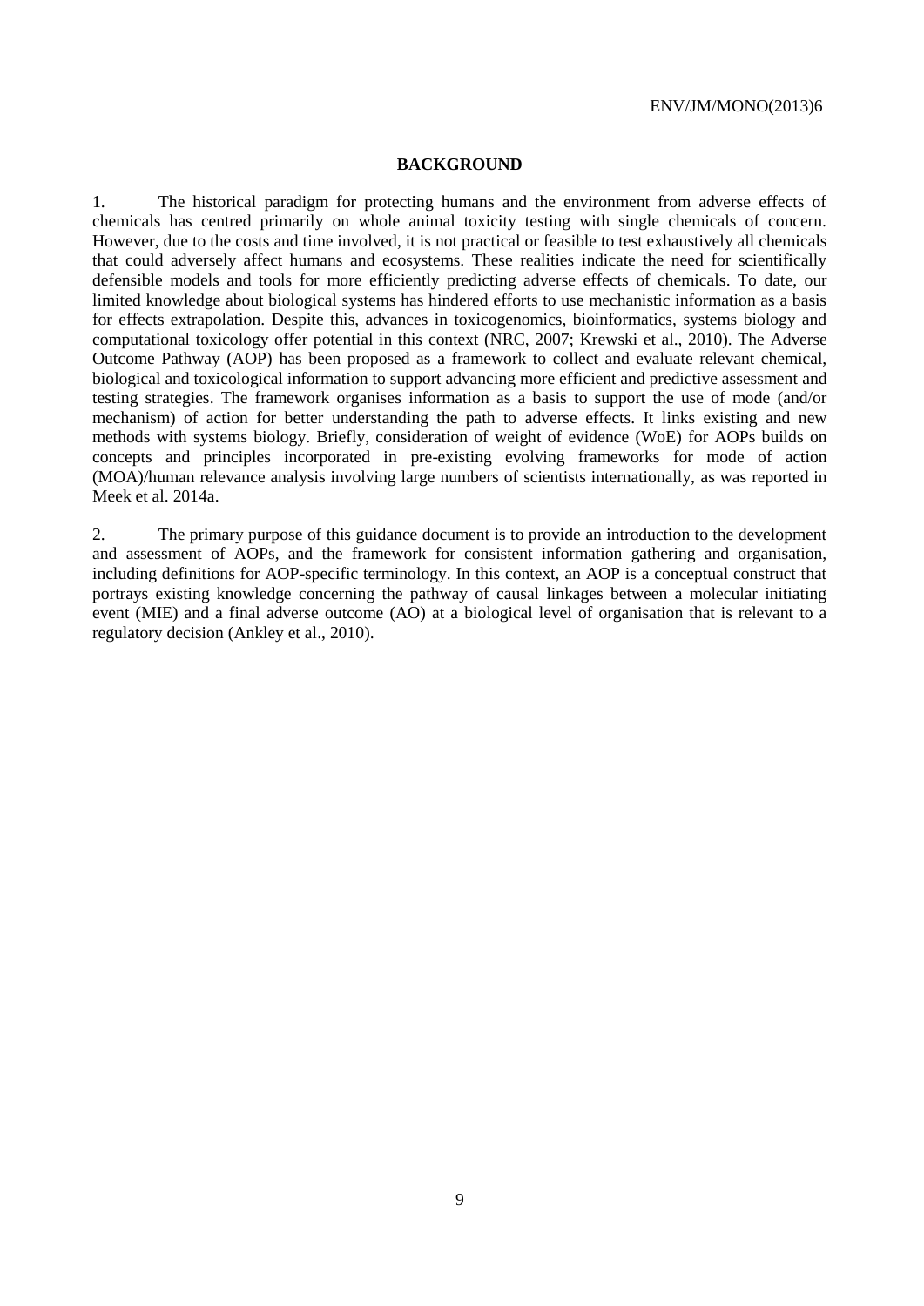## BACKGROUND

1. The historical paradigm for protecting humans and the environment from adverse effects of chemicals has centred primarily on whole animal toxicity testing with single chemicals of concern. However, due to the costs and time involved, it is not practical or feasible to test exhaustively all chemicals that could adversely affect humans and ecosystems. These realities indicate the need for scientifically defensible models and tools for more efficiently predicting adverse effects of chemicals. To date, our limited knowledge about biological systems has hindered efforts to use mechanistic information as a basis for effects extrapolation. Despite this, advances in toxicogenomics, bioinformatics, systems biology and computational toxicology offer potential in this context (NRC, 2007; Krewski et al., 2010). The Adverse Outcome Pathway (AOP) has been proposed as a framework to collect and evaluate relevant chemical, biological and toxicological information to support advancing more efficient and predictive assessment and testing strategies. The framework organises information as a basis to support the use of mode (and/or mechanism) of action for better understanding the path to adverse effects. It links existing and new methods with systems biology. Briefly, consideration of weight of evidence (WoE) for AOPs builds on concepts and principles incorporated in pre-existing evolving frameworks for mode of action (MOA)/human relevance analysis involving large numbers of scientists internationally, as was reported in Meek et al. 2014a.

2. The primary purpose of this guidance document is to provide an introduction to the development and assessment of AOPs, and the framework for consistent information gathering and organisation, including definitions for AOP-specific terminology. In this context, an AOP is a conceptual construct that portrays existing knowledge concerning the pathway of causal linkages between a molecular initiating event (MIE) and a final adverse outcome (AO) at a biological level of organisation that is relevant to a regulatory decision (Ankley et al., 2010).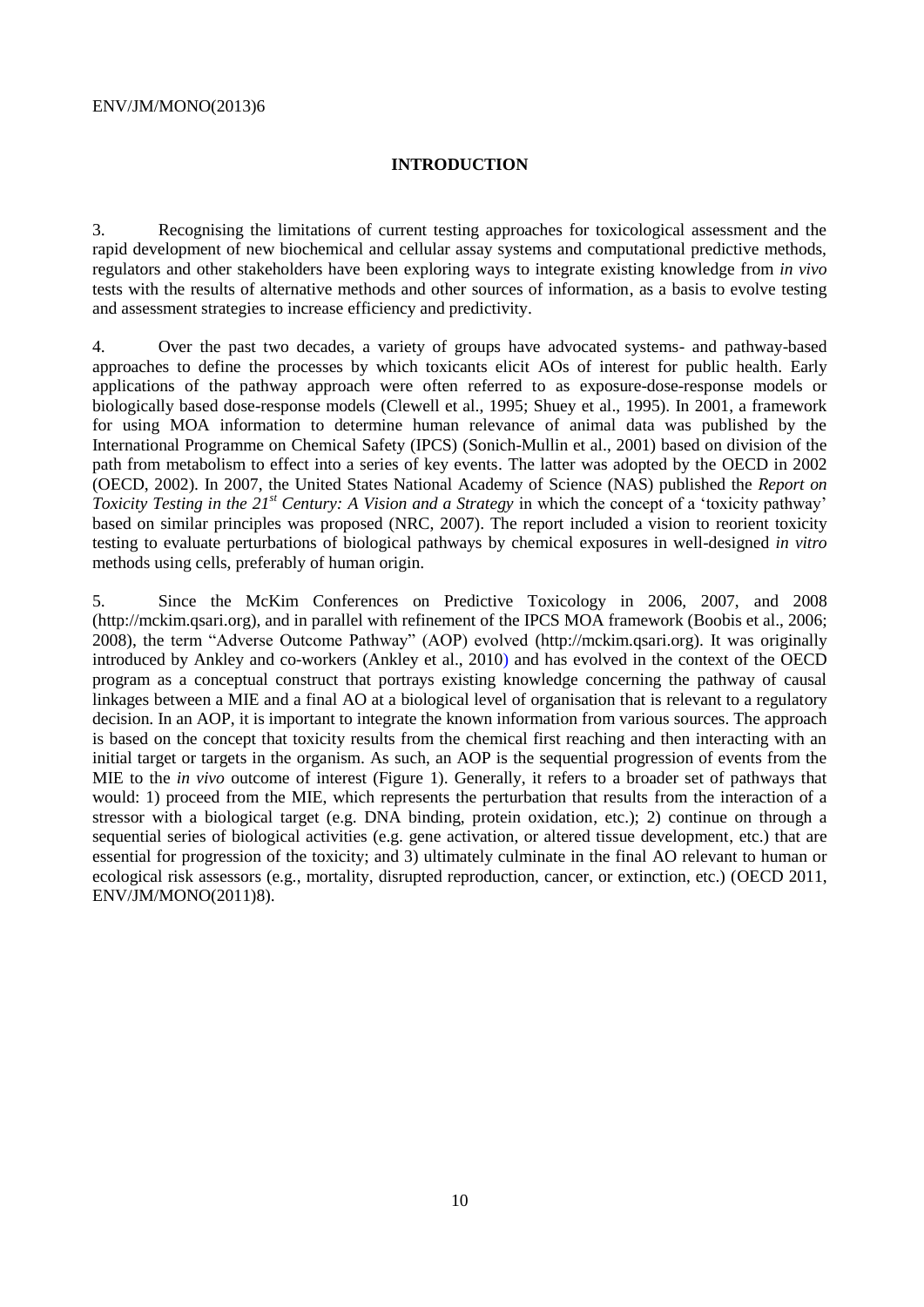## INTRODUCTION

3. Recognising the limitations of current testing approaches for toxicological assessment and the rapid development of new biochemical and cellular assay systems and computational predictive methods, regulators and other stakeholders have been exploring ways to integrate existing knowledge from *in vivo* tests with the results of alternative methods and other sources of information, as a basis to evolve testing and assessment strategies to increase efficiency and predictivity.

4. Over the past two decades, a variety of groups have advocated systems- and pathway-based approaches to define the processes by which toxicants elicit AOs of interest for public health. Early applications of the pathway approach were often referred to as exposure-dose-response models or biologically based dose-response models (Clewell et al., 1995; Shuey et al., 1995). In 2001, a framework for using MOA information to determine human relevance of animal data was published by the International Programme on Chemical Safety (IPCS) (Sonich-Mullin et al., 2001) based on division of the path from metabolism to effect into a series of key events. The latter was adopted by the OECD in 2002 (OECD, 2002). In 2007, the United States National Academy of Science (NAS) published the *Report on Toxicity Testing in the 21st Century: A Vision and a Strategy* in which the concept of a 'toxicity pathway' based on similar principles was proposed (NRC, 2007). The report included a vision to reorient toxicity testing to evaluate perturbations of biological pathways by chemical exposures in well-designed *in vitro* methods using cells, preferably of human origin.

5. Since the McKim Conferences on Predictive Toxicology in 2006, 2007, and 2008 (http://mckim.qsari.org), and in parallel with refinement of the IPCS MOA framework (Boobis et al., 2006; 2008), the term "Adverse Outcome Pathway" (AOP) evolved (http://mckim.qsari.org). It was originally introduced by Ankley and co-workers (Ankley et al., 2010) and has evolved in the context of the OECD program as a conceptual construct that portrays existing knowledge concerning the pathway of causal linkages between a MIE and a final AO at a biological level of organisation that is relevant to a regulatory decision. In an AOP, it is important to integrate the known information from various sources. The approach is based on the concept that toxicity results from the chemical first reaching and then interacting with an initial target or targets in the organism. As such, an AOP is the sequential progression of events from the MIE to the *in vivo* outcome of interest (Figure 1). Generally, it refers to a broader set of pathways that would: 1) proceed from the MIE, which represents the perturbation that results from the interaction of a stressor with a biological target (e.g. DNA binding, protein oxidation, etc.); 2) continue on through a sequential series of biological activities (e.g. gene activation, or altered tissue development, etc.) that are essential for progression of the toxicity; and 3) ultimately culminate in the final AO relevant to human or ecological risk assessors (e.g., mortality, disrupted reproduction, cancer, or extinction, etc.) (OECD 2011, ENV/JM/MONO(2011)8).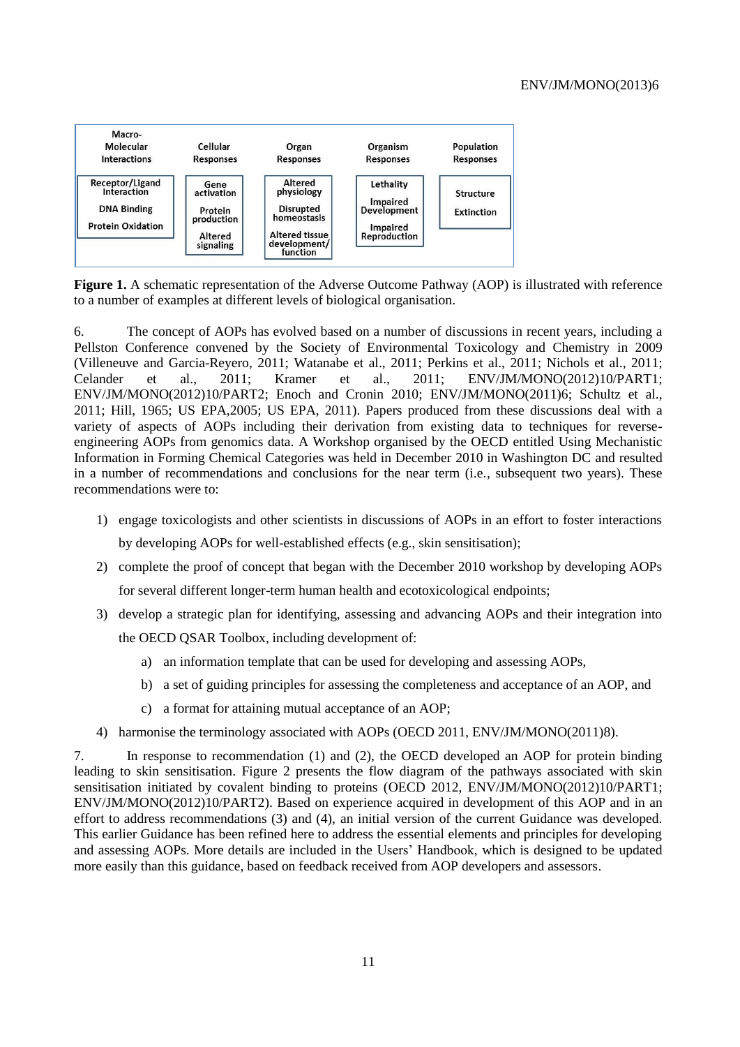| Macro-Molecular Interactions | Cellular Responses | Organ Responses | Organism Responses | Population Responses |
|---|---|---|---|---|
| Receptor/Ligand Interaction | Gene activation | Altered physiology | Lethality | Structure |
| DNA Binding | Protein production | Disrupted homeostasis | Impaired Development | Extinction |
| Protein Oxidation | Altered signaling | Altered tissue development/ function | Impaired Reproduction | |

**Figure 1.** A schematic representation of the Adverse Outcome Pathway (AOP) is illustrated with reference to a number of examples at different levels of biological organisation.

6. The concept of AOPs has evolved based on a number of discussions in recent years, including a Pellston Conference convened by the Society of Environmental Toxicology and Chemistry in 2009 (Villeneuve and Garcia-Reyero, 2011; Watanabe et al., 2011; Perkins et al., 2011; Nichols et al., 2011; Celander et al., 2011; Kramer et al., 2011; ENV/JM/MONO(2012)10/PART1; ENV/JM/MONO(2012)10/PART2; Enoch and Cronin 2010; ENV/JM/MONO(2011)6; Schultz et al., 2011; Hill, 1965; US EPA,2005; US EPA, 2011). Papers produced from these discussions deal with a variety of aspects of AOPs including their derivation from existing data to techniques for reverse-engineering AOPs from genomics data. A Workshop organised by the OECD entitled Using Mechanistic Information in Forming Chemical Categories was held in December 2010 in Washington DC and resulted in a number of recommendations and conclusions for the near term (i.e., subsequent two years). These recommendations were to:

1) engage toxicologists and other scientists in discussions of AOPs in an effort to foster interactions by developing AOPs for well-established effects (e.g., skin sensitisation);
2) complete the proof of concept that began with the December 2010 workshop by developing AOPs for several different longer-term human health and ecotoxicological endpoints;
3) develop a strategic plan for identifying, assessing and advancing AOPs and their integration into the OECD QSAR Toolbox, including development of:
   a) an information template that can be used for developing and assessing AOPs,
   b) a set of guiding principles for assessing the completeness and acceptance of an AOP, and
   c) a format for attaining mutual acceptance of an AOP;
4) harmonise the terminology associated with AOPs (OECD 2011, ENV/JM/MONO(2011)8).

7. In response to recommendation (1) and (2), the OECD developed an AOP for protein binding leading to skin sensitisation. Figure 2 presents the flow diagram of the pathways associated with skin sensitisation initiated by covalent binding to proteins (OECD 2012, ENV/JM/MONO(2012)10/PART1; ENV/JM/MONO(2012)10/PART2). Based on experience acquired in development of this AOP and in an effort to address recommendations (3) and (4), an initial version of the current Guidance was developed. This earlier Guidance has been refined here to address the essential elements and principles for developing and assessing AOPs. More details are included in the Users' Handbook, which is designed to be updated more easily than this guidance, based on feedback received from AOP developers and assessors.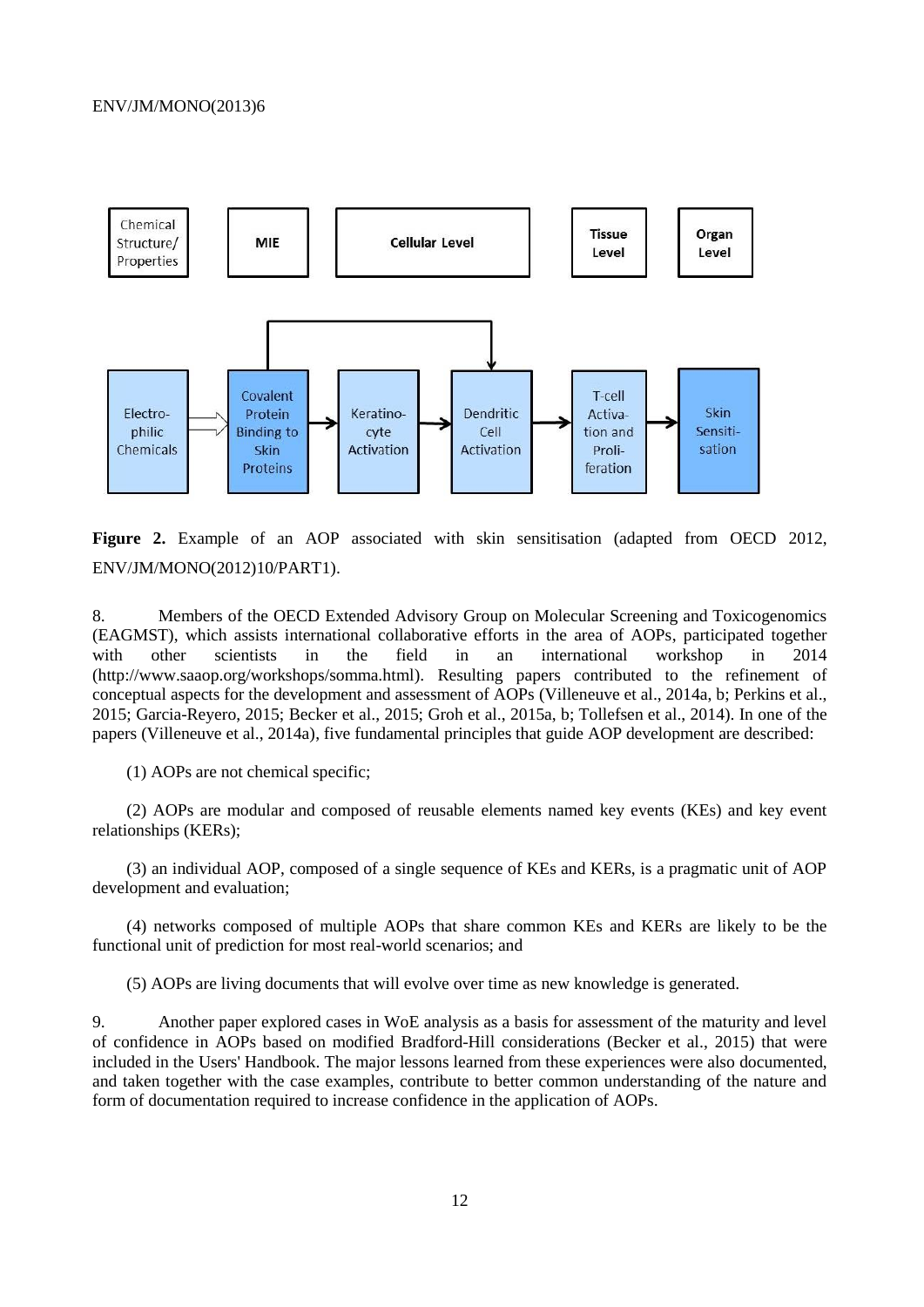**Figure 2.** Example of an AOP associated with skin sensitisation (adapted from OECD 2012, ENV/JM/MONO(2012)10/PART1).

8. Members of the OECD Extended Advisory Group on Molecular Screening and Toxicogenomics (EAGMST), which assists international collaborative efforts in the area of AOPs, participated together with other scientists in the field in an international workshop in 2014 (http://www.saaop.org/workshops/somma.html). Resulting papers contributed to the refinement of conceptual aspects for the development and assessment of AOPs (Villeneuve et al., 2014a, b; Perkins et al., 2015; Garcia-Reyero, 2015; Becker et al., 2015; Groh et al., 2015a, b; Tollefsen et al., 2014). In one of the papers (Villeneuve et al., 2014a), five fundamental principles that guide AOP development are described:

(1) AOPs are not chemical specific;

(2) AOPs are modular and composed of reusable elements named key events (KEs) and key event relationships (KERs);

(3) an individual AOP, composed of a single sequence of KEs and KERs, is a pragmatic unit of AOP development and evaluation;

(4) networks composed of multiple AOPs that share common KEs and KERs are likely to be the functional unit of prediction for most real-world scenarios; and

(5) AOPs are living documents that will evolve over time as new knowledge is generated.

9. Another paper explored cases in WoE analysis as a basis for assessment of the maturity and level of confidence in AOPs based on modified Bradford-Hill considerations (Becker et al., 2015) that were included in the Users' Handbook. The major lessons learned from these experiences were also documented, and taken together with the case examples, contribute to better common understanding of the nature and form of documentation required to increase confidence in the application of AOPs.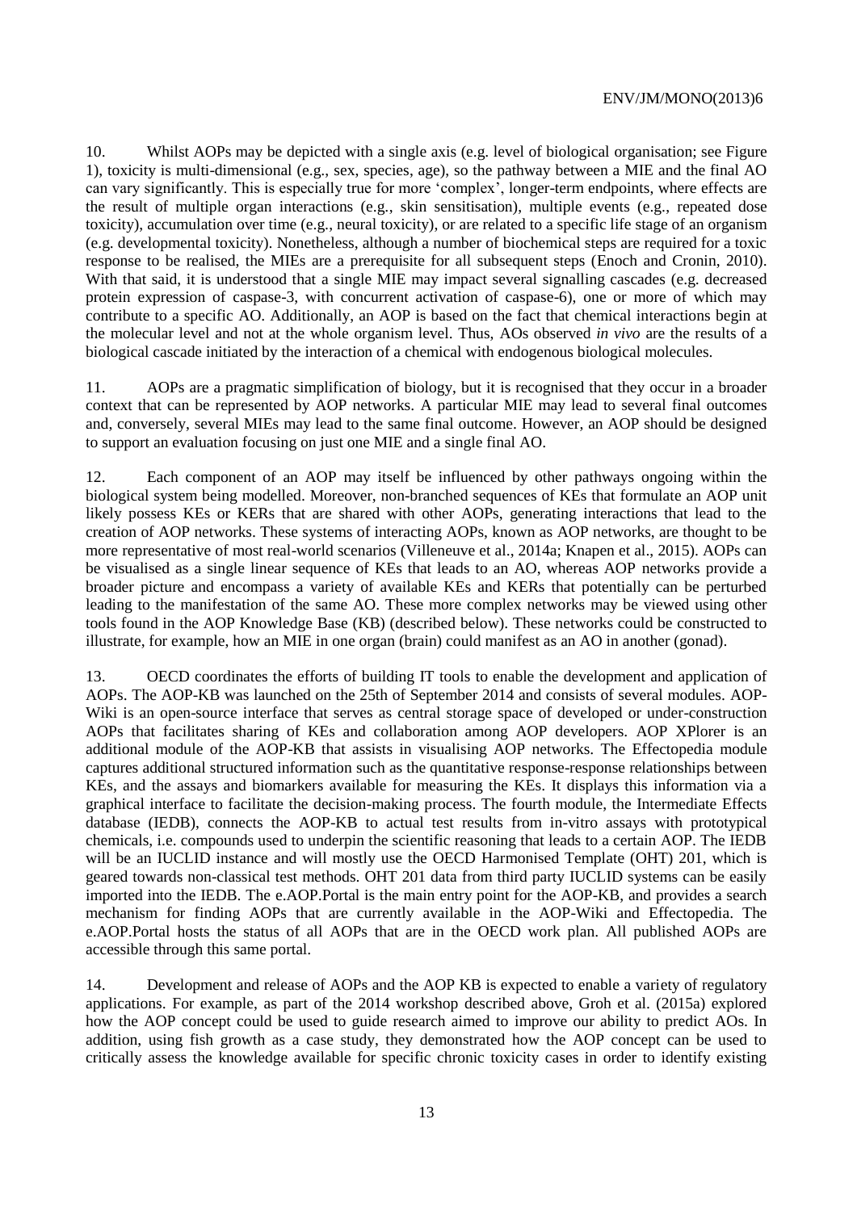10. Whilst AOPs may be depicted with a single axis (e.g. level of biological organisation; see Figure 1), toxicity is multi-dimensional (e.g., sex, species, age), so the pathway between a MIE and the final AO can vary significantly. This is especially true for more 'complex', longer-term endpoints, where effects are the result of multiple organ interactions (e.g., skin sensitisation), multiple events (e.g., repeated dose toxicity), accumulation over time (e.g., neural toxicity), or are related to a specific life stage of an organism (e.g. developmental toxicity). Nonetheless, although a number of biochemical steps are required for a toxic response to be realised, the MIEs are a prerequisite for all subsequent steps (Enoch and Cronin, 2010). With that said, it is understood that a single MIE may impact several signalling cascades (e.g. decreased protein expression of caspase-3, with concurrent activation of caspase-6), one or more of which may contribute to a specific AO. Additionally, an AOP is based on the fact that chemical interactions begin at the molecular level and not at the whole organism level. Thus, AOs observed *in vivo* are the results of a biological cascade initiated by the interaction of a chemical with endogenous biological molecules.

11. AOPs are a pragmatic simplification of biology, but it is recognised that they occur in a broader context that can be represented by AOP networks. A particular MIE may lead to several final outcomes and, conversely, several MIEs may lead to the same final outcome. However, an AOP should be designed to support an evaluation focusing on just one MIE and a single final AO.

12. Each component of an AOP may itself be influenced by other pathways ongoing within the biological system being modelled. Moreover, non-branched sequences of KEs that formulate an AOP unit likely possess KEs or KERs that are shared with other AOPs, generating interactions that lead to the creation of AOP networks. These systems of interacting AOPs, known as AOP networks, are thought to be more representative of most real-world scenarios (Villeneuve et al., 2014a; Knapen et al., 2015). AOPs can be visualised as a single linear sequence of KEs that leads to an AO, whereas AOP networks provide a broader picture and encompass a variety of available KEs and KERs that potentially can be perturbed leading to the manifestation of the same AO. These more complex networks may be viewed using other tools found in the AOP Knowledge Base (KB) (described below). These networks could be constructed to illustrate, for example, how an MIE in one organ (brain) could manifest as an AO in another (gonad).

13. OECD coordinates the efforts of building IT tools to enable the development and application of AOPs. The AOP-KB was launched on the 25th of September 2014 and consists of several modules. AOP-Wiki is an open-source interface that serves as central storage space of developed or under-construction AOPs that facilitates sharing of KEs and collaboration among AOP developers. AOP XPlorer is an additional module of the AOP-KB that assists in visualising AOP networks. The Effectopedia module captures additional structured information such as the quantitative response-response relationships between KEs, and the assays and biomarkers available for measuring the KEs. It displays this information via a graphical interface to facilitate the decision-making process. The fourth module, the Intermediate Effects database (IEDB), connects the AOP-KB to actual test results from in-vitro assays with prototypical chemicals, i.e. compounds used to underpin the scientific reasoning that leads to a certain AOP. The IEDB will be an IUCLID instance and will mostly use the OECD Harmonised Template (OHT) 201, which is geared towards non-classical test methods. OHT 201 data from third party IUCLID systems can be easily imported into the IEDB. The e.AOP.Portal is the main entry point for the AOP-KB, and provides a search mechanism for finding AOPs that are currently available in the AOP-Wiki and Effectopedia. The e.AOP.Portal hosts the status of all AOPs that are in the OECD work plan. All published AOPs are accessible through this same portal.

14. Development and release of AOPs and the AOP KB is expected to enable a variety of regulatory applications. For example, as part of the 2014 workshop described above, Groh et al. (2015a) explored how the AOP concept could be used to guide research aimed to improve our ability to predict AOs. In addition, using fish growth as a case study, they demonstrated how the AOP concept can be used to critically assess the knowledge available for specific chronic toxicity cases in order to identify existing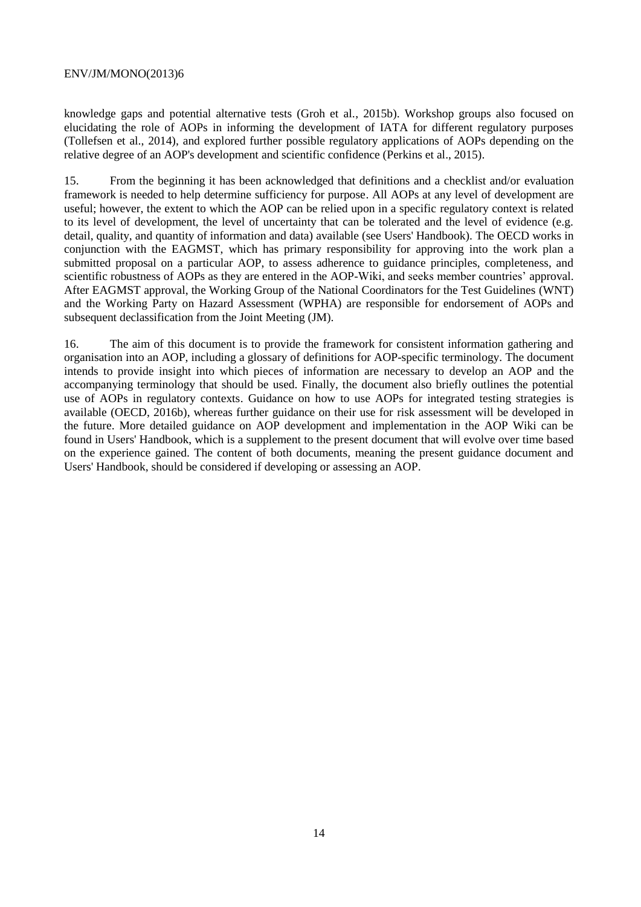knowledge gaps and potential alternative tests (Groh et al., 2015b). Workshop groups also focused on elucidating the role of AOPs in informing the development of IATA for different regulatory purposes (Tollefsen et al., 2014), and explored further possible regulatory applications of AOPs depending on the relative degree of an AOP's development and scientific confidence (Perkins et al., 2015).

15. From the beginning it has been acknowledged that definitions and a checklist and/or evaluation framework is needed to help determine sufficiency for purpose. All AOPs at any level of development are useful; however, the extent to which the AOP can be relied upon in a specific regulatory context is related to its level of development, the level of uncertainty that can be tolerated and the level of evidence (e.g. detail, quality, and quantity of information and data) available (see Users' Handbook). The OECD works in conjunction with the EAGMST, which has primary responsibility for approving into the work plan a submitted proposal on a particular AOP, to assess adherence to guidance principles, completeness, and scientific robustness of AOPs as they are entered in the AOP-Wiki, and seeks member countries' approval. After EAGMST approval, the Working Group of the National Coordinators for the Test Guidelines (WNT) and the Working Party on Hazard Assessment (WPHA) are responsible for endorsement of AOPs and subsequent declassification from the Joint Meeting (JM).

16. The aim of this document is to provide the framework for consistent information gathering and organisation into an AOP, including a glossary of definitions for AOP-specific terminology. The document intends to provide insight into which pieces of information are necessary to develop an AOP and the accompanying terminology that should be used. Finally, the document also briefly outlines the potential use of AOPs in regulatory contexts. Guidance on how to use AOPs for integrated testing strategies is available (OECD, 2016b), whereas further guidance on their use for risk assessment will be developed in the future. More detailed guidance on AOP development and implementation in the AOP Wiki can be found in Users' Handbook, which is a supplement to the present document that will evolve over time based on the experience gained. The content of both documents, meaning the present guidance document and Users' Handbook, should be considered if developing or assessing an AOP.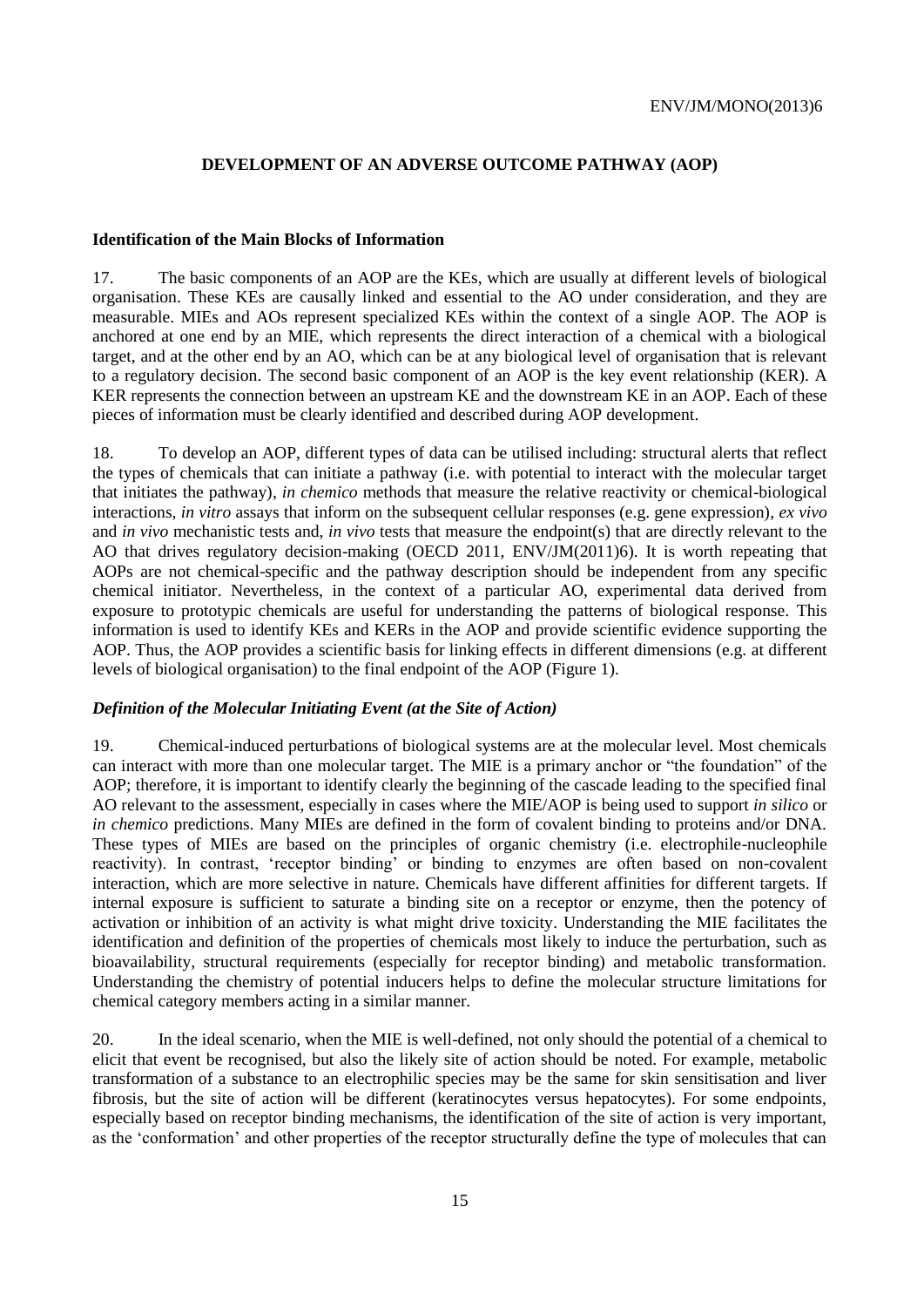## DEVELOPMENT OF AN ADVERSE OUTCOME PATHWAY (AOP)

### Identification of the Main Blocks of Information

17. The basic components of an AOP are the KEs, which are usually at different levels of biological organisation. These KEs are causally linked and essential to the AO under consideration, and they are measurable. MIEs and AOs represent specialized KEs within the context of a single AOP. The AOP is anchored at one end by an MIE, which represents the direct interaction of a chemical with a biological target, and at the other end by an AO, which can be at any biological level of organisation that is relevant to a regulatory decision. The second basic component of an AOP is the key event relationship (KER). A KER represents the connection between an upstream KE and the downstream KE in an AOP. Each of these pieces of information must be clearly identified and described during AOP development.

18. To develop an AOP, different types of data can be utilised including: structural alerts that reflect the types of chemicals that can initiate a pathway (i.e. with potential to interact with the molecular target that initiates the pathway), *in chemico* methods that measure the relative reactivity or chemical-biological interactions, *in vitro* assays that inform on the subsequent cellular responses (e.g. gene expression), *ex vivo* and *in vivo* mechanistic tests and, *in vivo* tests that measure the endpoint(s) that are directly relevant to the AO that drives regulatory decision-making (OECD 2011, ENV/JM(2011)6). It is worth repeating that AOPs are not chemical-specific and the pathway description should be independent from any specific chemical initiator. Nevertheless, in the context of a particular AO, experimental data derived from exposure to prototypic chemicals are useful for understanding the patterns of biological response. This information is used to identify KEs and KERs in the AOP and provide scientific evidence supporting the AOP. Thus, the AOP provides a scientific basis for linking effects in different dimensions (e.g. at different levels of biological organisation) to the final endpoint of the AOP (Figure 1).

### *Definition of the Molecular Initiating Event (at the Site of Action)*

19. Chemical-induced perturbations of biological systems are at the molecular level. Most chemicals can interact with more than one molecular target. The MIE is a primary anchor or "the foundation" of the AOP; therefore, it is important to identify clearly the beginning of the cascade leading to the specified final AO relevant to the assessment, especially in cases where the MIE/AOP is being used to support *in silico* or *in chemico* predictions. Many MIEs are defined in the form of covalent binding to proteins and/or DNA. These types of MIEs are based on the principles of organic chemistry (i.e. electrophile-nucleophile reactivity). In contrast, 'receptor binding' or binding to enzymes are often based on non-covalent interaction, which are more selective in nature. Chemicals have different affinities for different targets. If internal exposure is sufficient to saturate a binding site on a receptor or enzyme, then the potency of activation or inhibition of an activity is what might drive toxicity. Understanding the MIE facilitates the identification and definition of the properties of chemicals most likely to induce the perturbation, such as bioavailability, structural requirements (especially for receptor binding) and metabolic transformation. Understanding the chemistry of potential inducers helps to define the molecular structure limitations for chemical category members acting in a similar manner.

20. In the ideal scenario, when the MIE is well-defined, not only should the potential of a chemical to elicit that event be recognised, but also the likely site of action should be noted. For example, metabolic transformation of a substance to an electrophilic species may be the same for skin sensitisation and liver fibrosis, but the site of action will be different (keratinocytes versus hepatocytes). For some endpoints, especially based on receptor binding mechanisms, the identification of the site of action is very important, as the 'conformation' and other properties of the receptor structurally define the type of molecules that can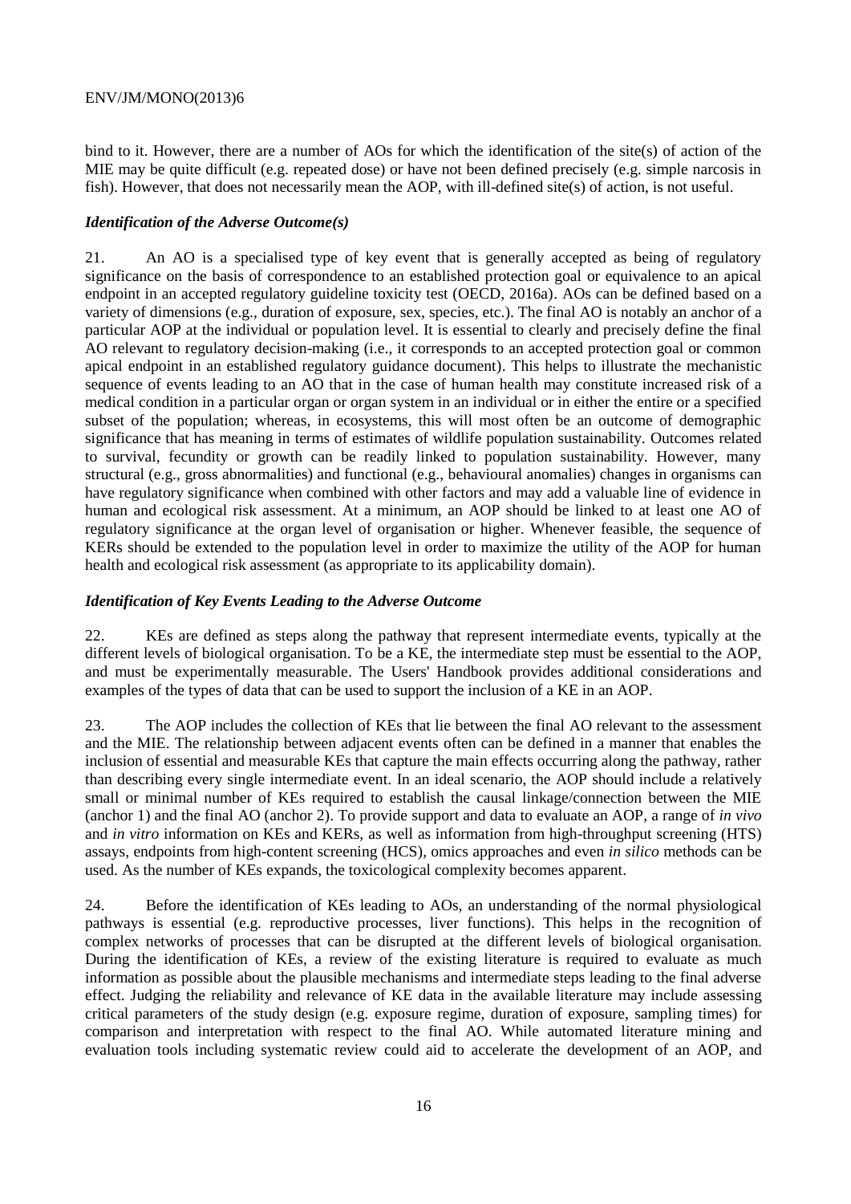bind to it. However, there are a number of AOs for which the identification of the site(s) of action of the MIE may be quite difficult (e.g. repeated dose) or have not been defined precisely (e.g. simple narcosis in fish). However, that does not necessarily mean the AOP, with ill-defined site(s) of action, is not useful.

### *Identification of the Adverse Outcome(s)*

21. An AO is a specialised type of key event that is generally accepted as being of regulatory significance on the basis of correspondence to an established protection goal or equivalence to an apical endpoint in an accepted regulatory guideline toxicity test (OECD, 2016a). AOs can be defined based on a variety of dimensions (e.g., duration of exposure, sex, species, etc.). The final AO is notably an anchor of a particular AOP at the individual or population level. It is essential to clearly and precisely define the final AO relevant to regulatory decision-making (i.e., it corresponds to an accepted protection goal or common apical endpoint in an established regulatory guidance document). This helps to illustrate the mechanistic sequence of events leading to an AO that in the case of human health may constitute increased risk of a medical condition in a particular organ or organ system in an individual or in either the entire or a specified subset of the population; whereas, in ecosystems, this will most often be an outcome of demographic significance that has meaning in terms of estimates of wildlife population sustainability. Outcomes related to survival, fecundity or growth can be readily linked to population sustainability. However, many structural (e.g., gross abnormalities) and functional (e.g., behavioural anomalies) changes in organisms can have regulatory significance when combined with other factors and may add a valuable line of evidence in human and ecological risk assessment. At a minimum, an AOP should be linked to at least one AO of regulatory significance at the organ level of organisation or higher. Whenever feasible, the sequence of KERs should be extended to the population level in order to maximize the utility of the AOP for human health and ecological risk assessment (as appropriate to its applicability domain).

### *Identification of Key Events Leading to the Adverse Outcome*

22. KEs are defined as steps along the pathway that represent intermediate events, typically at the different levels of biological organisation. To be a KE, the intermediate step must be essential to the AOP, and must be experimentally measurable. The Users' Handbook provides additional considerations and examples of the types of data that can be used to support the inclusion of a KE in an AOP.

23. The AOP includes the collection of KEs that lie between the final AO relevant to the assessment and the MIE. The relationship between adjacent events often can be defined in a manner that enables the inclusion of essential and measurable KEs that capture the main effects occurring along the pathway, rather than describing every single intermediate event. In an ideal scenario, the AOP should include a relatively small or minimal number of KEs required to establish the causal linkage/connection between the MIE (anchor 1) and the final AO (anchor 2). To provide support and data to evaluate an AOP, a range of *in vivo* and *in vitro* information on KEs and KERs, as well as information from high-throughput screening (HTS) assays, endpoints from high-content screening (HCS), omics approaches and even *in silico* methods can be used. As the number of KEs expands, the toxicological complexity becomes apparent.

24. Before the identification of KEs leading to AOs, an understanding of the normal physiological pathways is essential (e.g. reproductive processes, liver functions). This helps in the recognition of complex networks of processes that can be disrupted at the different levels of biological organisation. During the identification of KEs, a review of the existing literature is required to evaluate as much information as possible about the plausible mechanisms and intermediate steps leading to the final adverse effect. Judging the reliability and relevance of KE data in the available literature may include assessing critical parameters of the study design (e.g. exposure regime, duration of exposure, sampling times) for comparison and interpretation with respect to the final AO. While automated literature mining and evaluation tools including systematic review could aid to accelerate the development of an AOP, and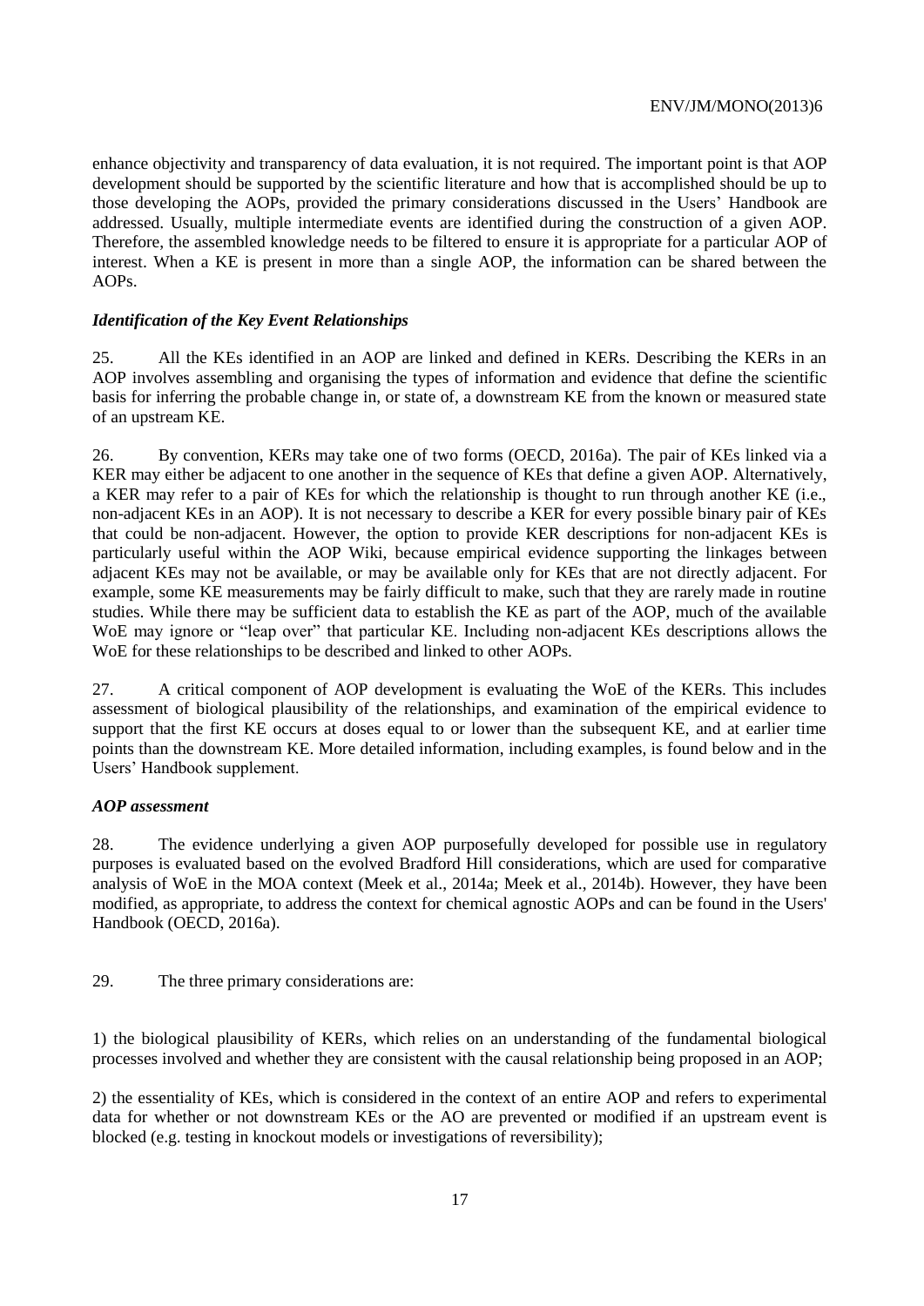enhance objectivity and transparency of data evaluation, it is not required. The important point is that AOP development should be supported by the scientific literature and how that is accomplished should be up to those developing the AOPs, provided the primary considerations discussed in the Users' Handbook are addressed. Usually, multiple intermediate events are identified during the construction of a given AOP. Therefore, the assembled knowledge needs to be filtered to ensure it is appropriate for a particular AOP of interest. When a KE is present in more than a single AOP, the information can be shared between the AOPs.

***Identification of the Key Event Relationships***

25. All the KEs identified in an AOP are linked and defined in KERs. Describing the KERs in an AOP involves assembling and organising the types of information and evidence that define the scientific basis for inferring the probable change in, or state of, a downstream KE from the known or measured state of an upstream KE.

26. By convention, KERs may take one of two forms (OECD, 2016a). The pair of KEs linked via a KER may either be adjacent to one another in the sequence of KEs that define a given AOP. Alternatively, a KER may refer to a pair of KEs for which the relationship is thought to run through another KE (i.e., non-adjacent KEs in an AOP). It is not necessary to describe a KER for every possible binary pair of KEs that could be non-adjacent. However, the option to provide KER descriptions for non-adjacent KEs is particularly useful within the AOP Wiki, because empirical evidence supporting the linkages between adjacent KEs may not be available, or may be available only for KEs that are not directly adjacent. For example, some KE measurements may be fairly difficult to make, such that they are rarely made in routine studies. While there may be sufficient data to establish the KE as part of the AOP, much of the available WoE may ignore or "leap over" that particular KE. Including non-adjacent KEs descriptions allows the WoE for these relationships to be described and linked to other AOPs.

27. A critical component of AOP development is evaluating the WoE of the KERs. This includes assessment of biological plausibility of the relationships, and examination of the empirical evidence to support that the first KE occurs at doses equal to or lower than the subsequent KE, and at earlier time points than the downstream KE. More detailed information, including examples, is found below and in the Users' Handbook supplement.

***AOP assessment***

28. The evidence underlying a given AOP purposefully developed for possible use in regulatory purposes is evaluated based on the evolved Bradford Hill considerations, which are used for comparative analysis of WoE in the MOA context (Meek et al., 2014a; Meek et al., 2014b). However, they have been modified, as appropriate, to address the context for chemical agnostic AOPs and can be found in the Users' Handbook (OECD, 2016a).

29. The three primary considerations are:

1) the biological plausibility of KERs, which relies on an understanding of the fundamental biological processes involved and whether they are consistent with the causal relationship being proposed in an AOP;

2) the essentiality of KEs, which is considered in the context of an entire AOP and refers to experimental data for whether or not downstream KEs or the AO are prevented or modified if an upstream event is blocked (e.g. testing in knockout models or investigations of reversibility);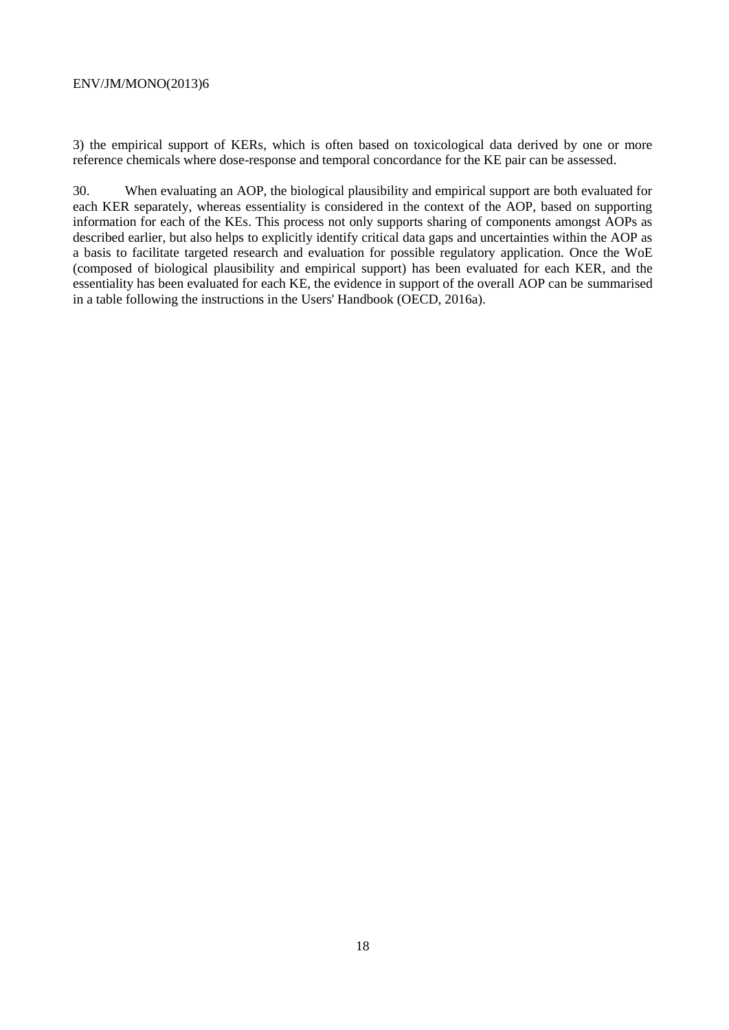3) the empirical support of KERs, which is often based on toxicological data derived by one or more reference chemicals where dose-response and temporal concordance for the KE pair can be assessed.

30. When evaluating an AOP, the biological plausibility and empirical support are both evaluated for each KER separately, whereas essentiality is considered in the context of the AOP, based on supporting information for each of the KEs. This process not only supports sharing of components amongst AOPs as described earlier, but also helps to explicitly identify critical data gaps and uncertainties within the AOP as a basis to facilitate targeted research and evaluation for possible regulatory application. Once the WoE (composed of biological plausibility and empirical support) has been evaluated for each KER, and the essentiality has been evaluated for each KE, the evidence in support of the overall AOP can be summarised in a table following the instructions in the Users' Handbook (OECD, 2016a).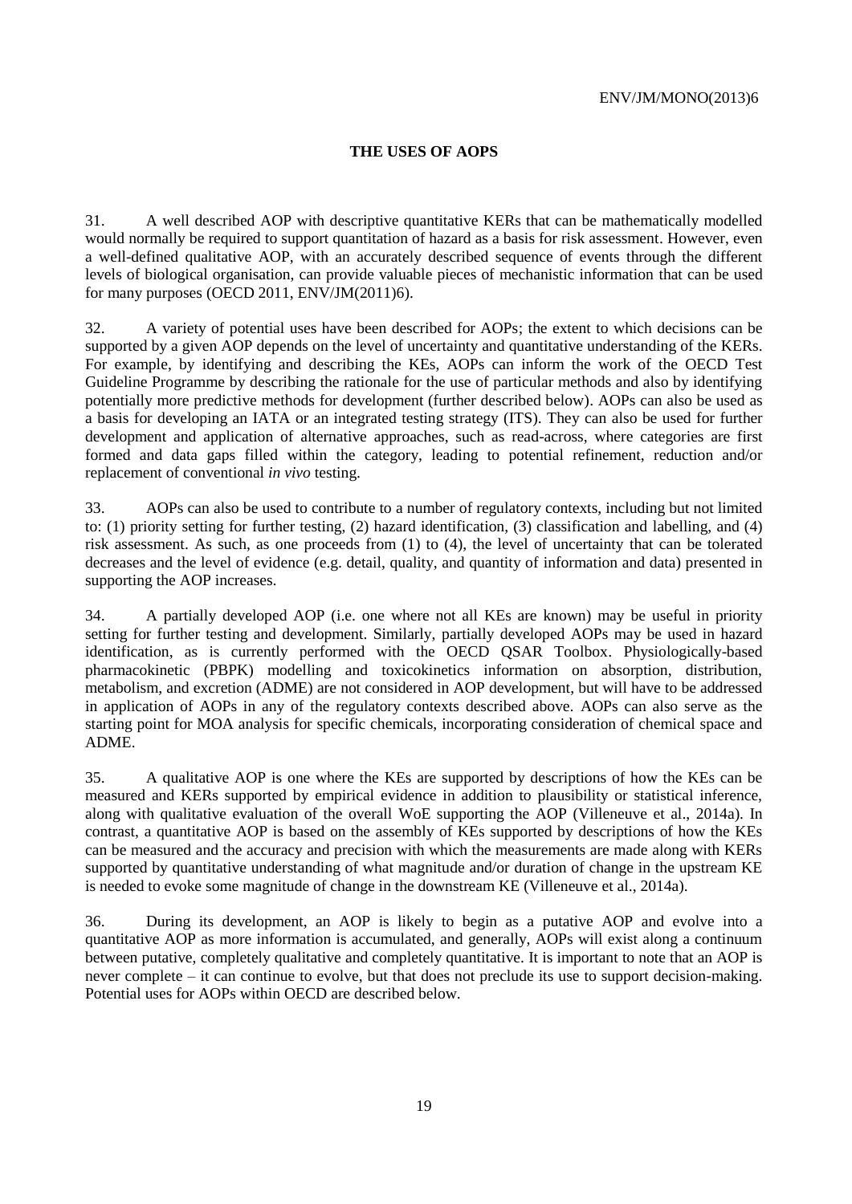## THE USES OF AOPS

31. A well described AOP with descriptive quantitative KERs that can be mathematically modelled would normally be required to support quantitation of hazard as a basis for risk assessment. However, even a well-defined qualitative AOP, with an accurately described sequence of events through the different levels of biological organisation, can provide valuable pieces of mechanistic information that can be used for many purposes (OECD 2011, ENV/JM(2011)6).

32. A variety of potential uses have been described for AOPs; the extent to which decisions can be supported by a given AOP depends on the level of uncertainty and quantitative understanding of the KERs. For example, by identifying and describing the KEs, AOPs can inform the work of the OECD Test Guideline Programme by describing the rationale for the use of particular methods and also by identifying potentially more predictive methods for development (further described below). AOPs can also be used as a basis for developing an IATA or an integrated testing strategy (ITS). They can also be used for further development and application of alternative approaches, such as read-across, where categories are first formed and data gaps filled within the category, leading to potential refinement, reduction and/or replacement of conventional *in vivo* testing.

33. AOPs can also be used to contribute to a number of regulatory contexts, including but not limited to: (1) priority setting for further testing, (2) hazard identification, (3) classification and labelling, and (4) risk assessment. As such, as one proceeds from (1) to (4), the level of uncertainty that can be tolerated decreases and the level of evidence (e.g. detail, quality, and quantity of information and data) presented in supporting the AOP increases.

34. A partially developed AOP (i.e. one where not all KEs are known) may be useful in priority setting for further testing and development. Similarly, partially developed AOPs may be used in hazard identification, as is currently performed with the OECD QSAR Toolbox. Physiologically-based pharmacokinetic (PBPK) modelling and toxicokinetics information on absorption, distribution, metabolism, and excretion (ADME) are not considered in AOP development, but will have to be addressed in application of AOPs in any of the regulatory contexts described above. AOPs can also serve as the starting point for MOA analysis for specific chemicals, incorporating consideration of chemical space and ADME.

35. A qualitative AOP is one where the KEs are supported by descriptions of how the KEs can be measured and KERs supported by empirical evidence in addition to plausibility or statistical inference, along with qualitative evaluation of the overall WoE supporting the AOP (Villeneuve et al., 2014a). In contrast, a quantitative AOP is based on the assembly of KEs supported by descriptions of how the KEs can be measured and the accuracy and precision with which the measurements are made along with KERs supported by quantitative understanding of what magnitude and/or duration of change in the upstream KE is needed to evoke some magnitude of change in the downstream KE (Villeneuve et al., 2014a).

36. During its development, an AOP is likely to begin as a putative AOP and evolve into a quantitative AOP as more information is accumulated, and generally, AOPs will exist along a continuum between putative, completely qualitative and completely quantitative. It is important to note that an AOP is never complete – it can continue to evolve, but that does not preclude its use to support decision-making. Potential uses for AOPs within OECD are described below.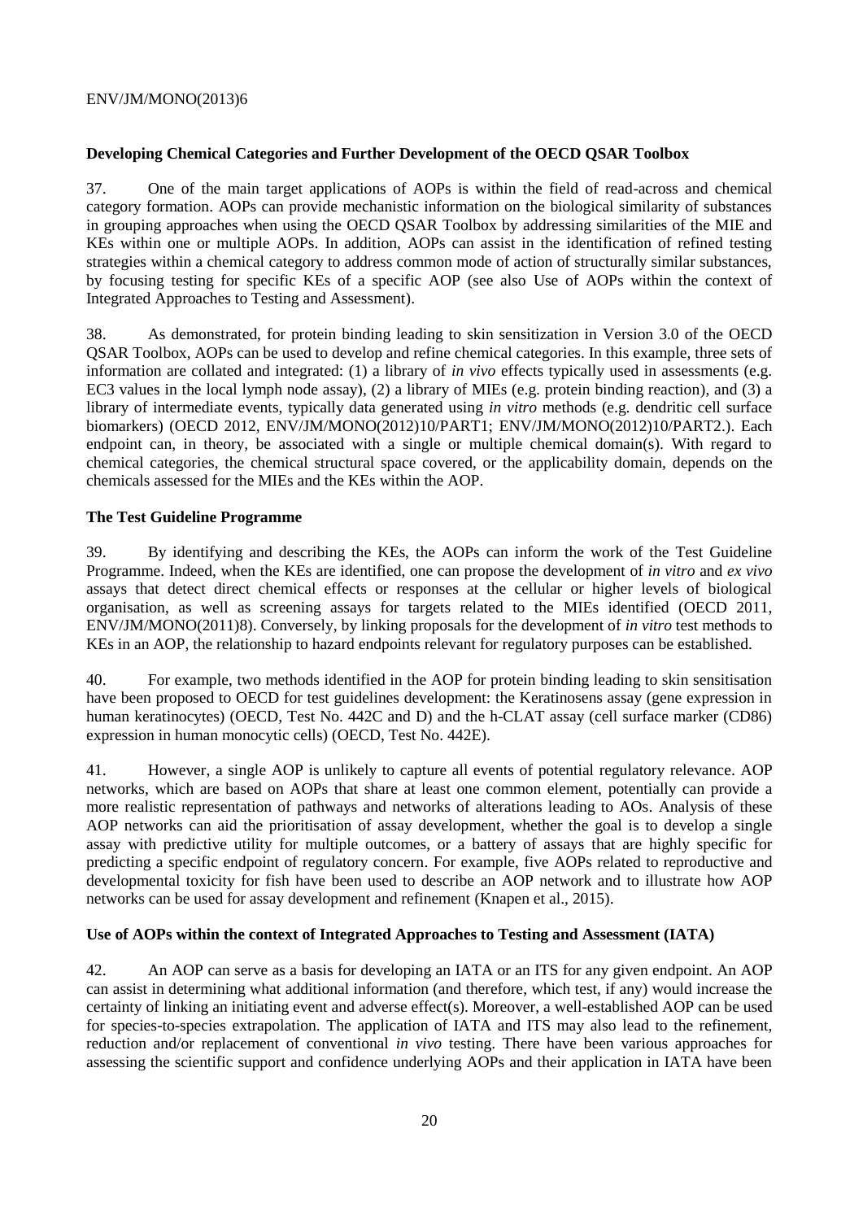### Developing Chemical Categories and Further Development of the OECD QSAR Toolbox

37. One of the main target applications of AOPs is within the field of read-across and chemical category formation. AOPs can provide mechanistic information on the biological similarity of substances in grouping approaches when using the OECD QSAR Toolbox by addressing similarities of the MIE and KEs within one or multiple AOPs. In addition, AOPs can assist in the identification of refined testing strategies within a chemical category to address common mode of action of structurally similar substances, by focusing testing for specific KEs of a specific AOP (see also Use of AOPs within the context of Integrated Approaches to Testing and Assessment).

38. As demonstrated, for protein binding leading to skin sensitization in Version 3.0 of the OECD QSAR Toolbox, AOPs can be used to develop and refine chemical categories. In this example, three sets of information are collated and integrated: (1) a library of *in vivo* effects typically used in assessments (e.g. EC3 values in the local lymph node assay), (2) a library of MIEs (e.g. protein binding reaction), and (3) a library of intermediate events, typically data generated using *in vitro* methods (e.g. dendritic cell surface biomarkers) (OECD 2012, ENV/JM/MONO(2012)10/PART1; ENV/JM/MONO(2012)10/PART2.). Each endpoint can, in theory, be associated with a single or multiple chemical domain(s). With regard to chemical categories, the chemical structural space covered, or the applicability domain, depends on the chemicals assessed for the MIEs and the KEs within the AOP.

### The Test Guideline Programme

39. By identifying and describing the KEs, the AOPs can inform the work of the Test Guideline Programme. Indeed, when the KEs are identified, one can propose the development of *in vitro* and *ex vivo* assays that detect direct chemical effects or responses at the cellular or higher levels of biological organisation, as well as screening assays for targets related to the MIEs identified (OECD 2011, ENV/JM/MONO(2011)8). Conversely, by linking proposals for the development of *in vitro* test methods to KEs in an AOP, the relationship to hazard endpoints relevant for regulatory purposes can be established.

40. For example, two methods identified in the AOP for protein binding leading to skin sensitisation have been proposed to OECD for test guidelines development: the Keratinosens assay (gene expression in human keratinocytes) (OECD, Test No. 442C and D) and the h-CLAT assay (cell surface marker (CD86) expression in human monocytic cells) (OECD, Test No. 442E).

41. However, a single AOP is unlikely to capture all events of potential regulatory relevance. AOP networks, which are based on AOPs that share at least one common element, potentially can provide a more realistic representation of pathways and networks of alterations leading to AOs. Analysis of these AOP networks can aid the prioritisation of assay development, whether the goal is to develop a single assay with predictive utility for multiple outcomes, or a battery of assays that are highly specific for predicting a specific endpoint of regulatory concern. For example, five AOPs related to reproductive and developmental toxicity for fish have been used to describe an AOP network and to illustrate how AOP networks can be used for assay development and refinement (Knapen et al., 2015).

### Use of AOPs within the context of Integrated Approaches to Testing and Assessment (IATA)

42. An AOP can serve as a basis for developing an IATA or an ITS for any given endpoint. An AOP can assist in determining what additional information (and therefore, which test, if any) would increase the certainty of linking an initiating event and adverse effect(s). Moreover, a well-established AOP can be used for species-to-species extrapolation. The application of IATA and ITS may also lead to the refinement, reduction and/or replacement of conventional *in vivo* testing. There have been various approaches for assessing the scientific support and confidence underlying AOPs and their application in IATA have been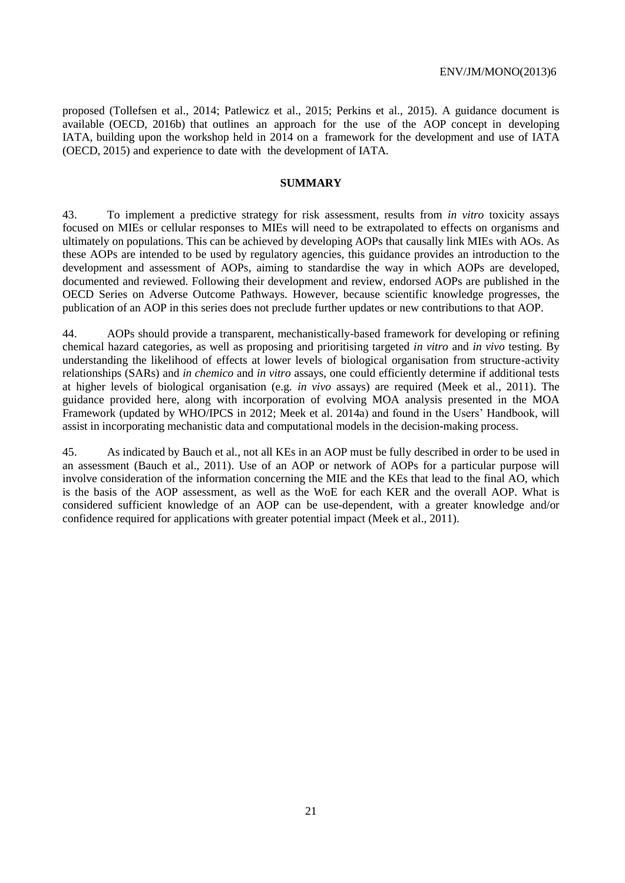proposed (Tollefsen et al., 2014; Patlewicz et al., 2015; Perkins et al., 2015). A guidance document is available (OECD, 2016b) that outlines an approach for the use of the AOP concept in developing IATA, building upon the workshop held in 2014 on a framework for the development and use of IATA (OECD, 2015) and experience to date with the development of IATA.

## SUMMARY

43. To implement a predictive strategy for risk assessment, results from *in vitro* toxicity assays focused on MIEs or cellular responses to MIEs will need to be extrapolated to effects on organisms and ultimately on populations. This can be achieved by developing AOPs that causally link MIEs with AOs. As these AOPs are intended to be used by regulatory agencies, this guidance provides an introduction to the development and assessment of AOPs, aiming to standardise the way in which AOPs are developed, documented and reviewed. Following their development and review, endorsed AOPs are published in the OECD Series on Adverse Outcome Pathways. However, because scientific knowledge progresses, the publication of an AOP in this series does not preclude further updates or new contributions to that AOP.

44. AOPs should provide a transparent, mechanistically-based framework for developing or refining chemical hazard categories, as well as proposing and prioritising targeted *in vitro* and *in vivo* testing. By understanding the likelihood of effects at lower levels of biological organisation from structure-activity relationships (SARs) and *in chemico* and *in vitro* assays, one could efficiently determine if additional tests at higher levels of biological organisation (e.g. *in vivo* assays) are required (Meek et al., 2011). The guidance provided here, along with incorporation of evolving MOA analysis presented in the MOA Framework (updated by WHO/IPCS in 2012; Meek et al. 2014a) and found in the Users' Handbook, will assist in incorporating mechanistic data and computational models in the decision-making process.

45. As indicated by Bauch et al., not all KEs in an AOP must be fully described in order to be used in an assessment (Bauch et al., 2011). Use of an AOP or network of AOPs for a particular purpose will involve consideration of the information concerning the MIE and the KEs that lead to the final AO, which is the basis of the AOP assessment, as well as the WoE for each KER and the overall AOP. What is considered sufficient knowledge of an AOP can be use-dependent, with a greater knowledge and/or confidence required for applications with greater potential impact (Meek et al., 2011).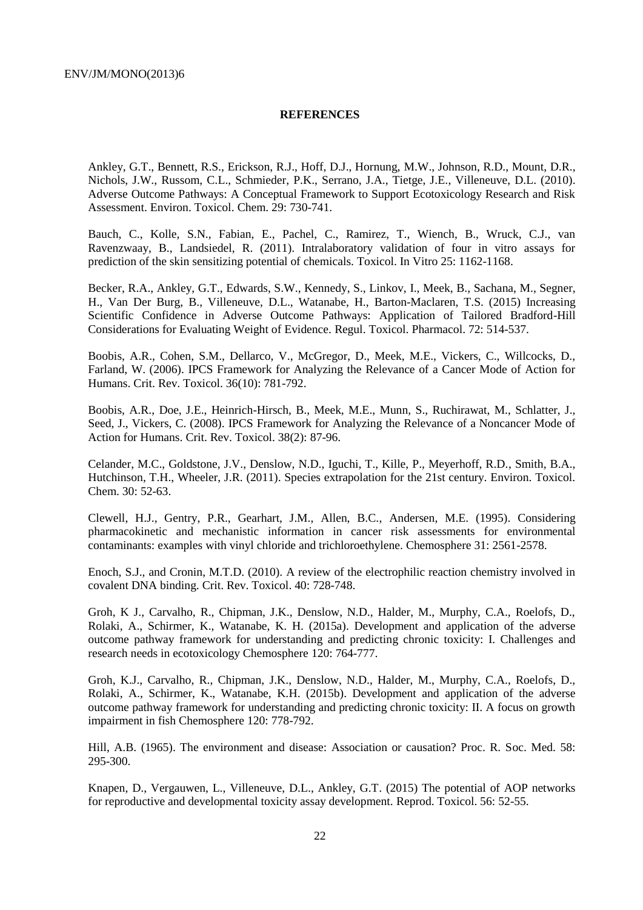**REFERENCES**

Ankley, G.T., Bennett, R.S., Erickson, R.J., Hoff, D.J., Hornung, M.W., Johnson, R.D., Mount, D.R., Nichols, J.W., Russom, C.L., Schmieder, P.K., Serrano, J.A., Tietge, J.E., Villeneuve, D.L. (2010). Adverse Outcome Pathways: A Conceptual Framework to Support Ecotoxicology Research and Risk Assessment. Environ. Toxicol. Chem. 29: 730-741.

Bauch, C., Kolle, S.N., Fabian, E., Pachel, C., Ramirez, T., Wiench, B., Wruck, C.J., van Ravenzwaay, B., Landsiedel, R. (2011). Intralaboratory validation of four in vitro assays for prediction of the skin sensitizing potential of chemicals. Toxicol. In Vitro 25: 1162-1168.

Becker, R.A., Ankley, G.T., Edwards, S.W., Kennedy, S., Linkov, I., Meek, B., Sachana, M., Segner, H., Van Der Burg, B., Villeneuve, D.L., Watanabe, H., Barton-Maclaren, T.S. (2015) Increasing Scientific Confidence in Adverse Outcome Pathways: Application of Tailored Bradford-Hill Considerations for Evaluating Weight of Evidence. Regul. Toxicol. Pharmacol. 72: 514-537.

Boobis, A.R., Cohen, S.M., Dellarco, V., McGregor, D., Meek, M.E., Vickers, C., Willcocks, D., Farland, W. (2006). IPCS Framework for Analyzing the Relevance of a Cancer Mode of Action for Humans. Crit. Rev. Toxicol. 36(10): 781-792.

Boobis, A.R., Doe, J.E., Heinrich-Hirsch, B., Meek, M.E., Munn, S., Ruchirawat, M., Schlatter, J., Seed, J., Vickers, C. (2008). IPCS Framework for Analyzing the Relevance of a Noncancer Mode of Action for Humans. Crit. Rev. Toxicol. 38(2): 87-96.

Celander, M.C., Goldstone, J.V., Denslow, N.D., Iguchi, T., Kille, P., Meyerhoff, R.D., Smith, B.A., Hutchinson, T.H., Wheeler, J.R. (2011). Species extrapolation for the 21st century. Environ. Toxicol. Chem. 30: 52-63.

Clewell, H.J., Gentry, P.R., Gearhart, J.M., Allen, B.C., Andersen, M.E. (1995). Considering pharmacokinetic and mechanistic information in cancer risk assessments for environmental contaminants: examples with vinyl chloride and trichloroethylene. Chemosphere 31: 2561-2578.

Enoch, S.J., and Cronin, M.T.D. (2010). A review of the electrophilic reaction chemistry involved in covalent DNA binding. Crit. Rev. Toxicol. 40: 728-748.

Groh, K J., Carvalho, R., Chipman, J.K., Denslow, N.D., Halder, M., Murphy, C.A., Roelofs, D., Rolaki, A., Schirmer, K., Watanabe, K. H. (2015a). Development and application of the adverse outcome pathway framework for understanding and predicting chronic toxicity: I. Challenges and research needs in ecotoxicology Chemosphere 120: 764-777.

Groh, K.J., Carvalho, R., Chipman, J.K., Denslow, N.D., Halder, M., Murphy, C.A., Roelofs, D., Rolaki, A., Schirmer, K., Watanabe, K.H. (2015b). Development and application of the adverse outcome pathway framework for understanding and predicting chronic toxicity: II. A focus on growth impairment in fish Chemosphere 120: 778-792.

Hill, A.B. (1965). The environment and disease: Association or causation? Proc. R. Soc. Med. 58: 295-300.

Knapen, D., Vergauwen, L., Villeneuve, D.L., Ankley, G.T. (2015) The potential of AOP networks for reproductive and developmental toxicity assay development. Reprod. Toxicol. 56: 52-55.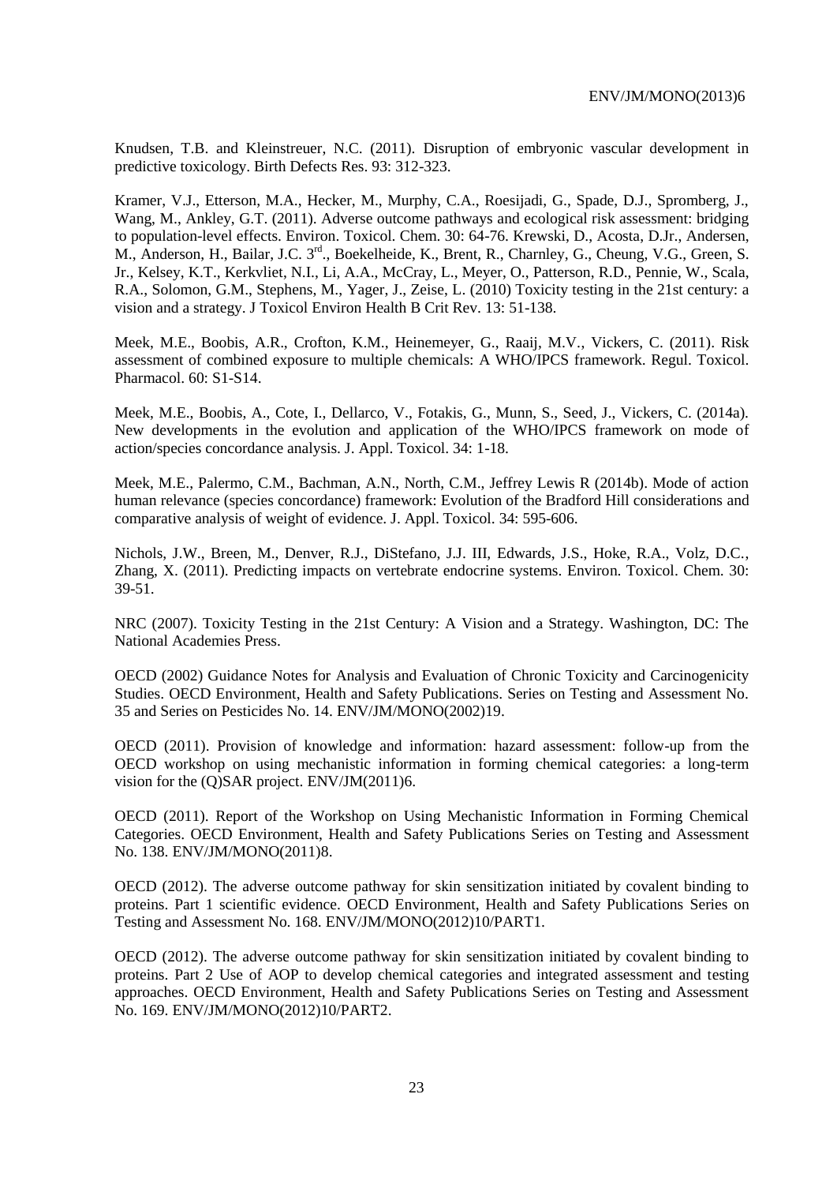Knudsen, T.B. and Kleinstreuer, N.C. (2011). Disruption of embryonic vascular development in predictive toxicology. Birth Defects Res. 93: 312-323.

Kramer, V.J., Etterson, M.A., Hecker, M., Murphy, C.A., Roesijadi, G., Spade, D.J., Spromberg, J., Wang, M., Ankley, G.T. (2011). Adverse outcome pathways and ecological risk assessment: bridging to population-level effects. Environ. Toxicol. Chem. 30: 64-76. Krewski, D., Acosta, D.Jr., Andersen, M., Anderson, H., Bailar, J.C. 3[rd]., Boekelheide, K., Brent, R., Charnley, G., Cheung, V.G., Green, S. Jr., Kelsey, K.T., Kerkvliet, N.I., Li, A.A., McCray, L., Meyer, O., Patterson, R.D., Pennie, W., Scala, R.A., Solomon, G.M., Stephens, M., Yager, J., Zeise, L. (2010) Toxicity testing in the 21st century: a vision and a strategy. J Toxicol Environ Health B Crit Rev. 13: 51-138.

Meek, M.E., Boobis, A.R., Crofton, K.M., Heinemeyer, G., Raaij, M.V., Vickers, C. (2011). Risk assessment of combined exposure to multiple chemicals: A WHO/IPCS framework. Regul. Toxicol. Pharmacol. 60: S1-S14.

Meek, M.E., Boobis, A., Cote, I., Dellarco, V., Fotakis, G., Munn, S., Seed, J., Vickers, C. (2014a). New developments in the evolution and application of the WHO/IPCS framework on mode of action/species concordance analysis. J. Appl. Toxicol. 34: 1-18.

Meek, M.E., Palermo, C.M., Bachman, A.N., North, C.M., Jeffrey Lewis R (2014b). Mode of action human relevance (species concordance) framework: Evolution of the Bradford Hill considerations and comparative analysis of weight of evidence. J. Appl. Toxicol. 34: 595-606.

Nichols, J.W., Breen, M., Denver, R.J., DiStefano, J.J. III, Edwards, J.S., Hoke, R.A., Volz, D.C., Zhang, X. (2011). Predicting impacts on vertebrate endocrine systems. Environ. Toxicol. Chem. 30: 39-51.

NRC (2007). Toxicity Testing in the 21st Century: A Vision and a Strategy. Washington, DC: The National Academies Press.

OECD (2002) Guidance Notes for Analysis and Evaluation of Chronic Toxicity and Carcinogenicity Studies. OECD Environment, Health and Safety Publications. Series on Testing and Assessment No. 35 and Series on Pesticides No. 14. ENV/JM/MONO(2002)19.

OECD (2011). Provision of knowledge and information: hazard assessment: follow-up from the OECD workshop on using mechanistic information in forming chemical categories: a long-term vision for the (Q)SAR project. ENV/JM(2011)6.

OECD (2011). Report of the Workshop on Using Mechanistic Information in Forming Chemical Categories. OECD Environment, Health and Safety Publications Series on Testing and Assessment No. 138. ENV/JM/MONO(2011)8.

OECD (2012). The adverse outcome pathway for skin sensitization initiated by covalent binding to proteins. Part 1 scientific evidence. OECD Environment, Health and Safety Publications Series on Testing and Assessment No. 168. ENV/JM/MONO(2012)10/PART1.

OECD (2012). The adverse outcome pathway for skin sensitization initiated by covalent binding to proteins. Part 2 Use of AOP to develop chemical categories and integrated assessment and testing approaches. OECD Environment, Health and Safety Publications Series on Testing and Assessment No. 169. ENV/JM/MONO(2012)10/PART2.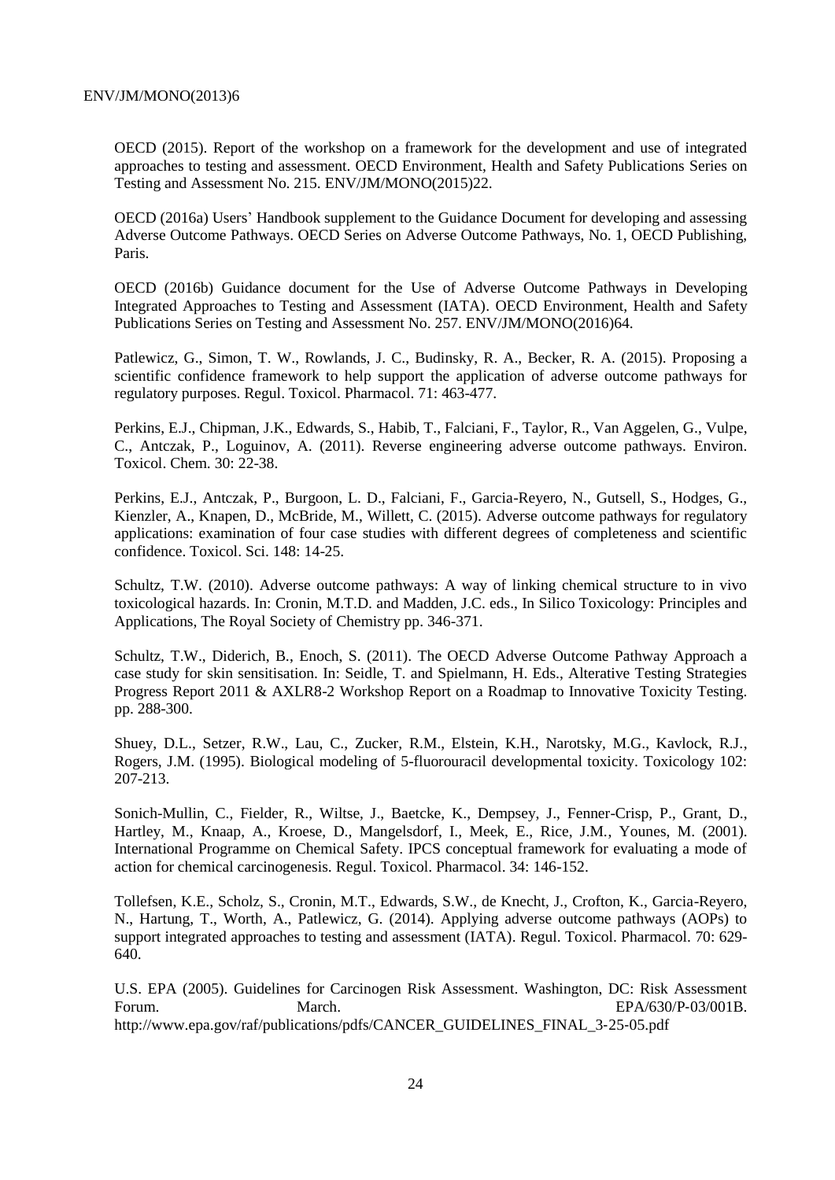OECD (2015). Report of the workshop on a framework for the development and use of integrated approaches to testing and assessment. OECD Environment, Health and Safety Publications Series on Testing and Assessment No. 215. ENV/JM/MONO(2015)22.

OECD (2016a) Users' Handbook supplement to the Guidance Document for developing and assessing Adverse Outcome Pathways. OECD Series on Adverse Outcome Pathways, No. 1, OECD Publishing, Paris.

OECD (2016b) Guidance document for the Use of Adverse Outcome Pathways in Developing Integrated Approaches to Testing and Assessment (IATA). OECD Environment, Health and Safety Publications Series on Testing and Assessment No. 257. ENV/JM/MONO(2016)64.

Patlewicz, G., Simon, T. W., Rowlands, J. C., Budinsky, R. A., Becker, R. A. (2015). Proposing a scientific confidence framework to help support the application of adverse outcome pathways for regulatory purposes. Regul. Toxicol. Pharmacol. 71: 463-477.

Perkins, E.J., Chipman, J.K., Edwards, S., Habib, T., Falciani, F., Taylor, R., Van Aggelen, G., Vulpe, C., Antczak, P., Loguinov, A. (2011). Reverse engineering adverse outcome pathways. Environ. Toxicol. Chem. 30: 22-38.

Perkins, E.J., Antczak, P., Burgoon, L. D., Falciani, F., Garcia-Reyero, N., Gutsell, S., Hodges, G., Kienzler, A., Knapen, D., McBride, M., Willett, C. (2015). Adverse outcome pathways for regulatory applications: examination of four case studies with different degrees of completeness and scientific confidence. Toxicol. Sci. 148: 14-25.

Schultz, T.W. (2010). Adverse outcome pathways: A way of linking chemical structure to in vivo toxicological hazards. In: Cronin, M.T.D. and Madden, J.C. eds., In Silico Toxicology: Principles and Applications, The Royal Society of Chemistry pp. 346-371.

Schultz, T.W., Diderich, B., Enoch, S. (2011). The OECD Adverse Outcome Pathway Approach a case study for skin sensitisation. In: Seidle, T. and Spielmann, H. Eds., Alterative Testing Strategies Progress Report 2011 & AXLR8-2 Workshop Report on a Roadmap to Innovative Toxicity Testing. pp. 288-300.

Shuey, D.L., Setzer, R.W., Lau, C., Zucker, R.M., Elstein, K.H., Narotsky, M.G., Kavlock, R.J., Rogers, J.M. (1995). Biological modeling of 5-fluorouracil developmental toxicity. Toxicology 102: 207-213.

Sonich-Mullin, C., Fielder, R., Wiltse, J., Baetcke, K., Dempsey, J., Fenner-Crisp, P., Grant, D., Hartley, M., Knaap, A., Kroese, D., Mangelsdorf, I., Meek, E., Rice, J.M., Younes, M. (2001). International Programme on Chemical Safety. IPCS conceptual framework for evaluating a mode of action for chemical carcinogenesis. Regul. Toxicol. Pharmacol. 34: 146-152.

Tollefsen, K.E., Scholz, S., Cronin, M.T., Edwards, S.W., de Knecht, J., Crofton, K., Garcia-Reyero, N., Hartung, T., Worth, A., Patlewicz, G. (2014). Applying adverse outcome pathways (AOPs) to support integrated approaches to testing and assessment (IATA). Regul. Toxicol. Pharmacol. 70: 629-640.

U.S. EPA (2005). Guidelines for Carcinogen Risk Assessment. Washington, DC: Risk Assessment Forum. March. EPA/630/P-03/001B. http://www.epa.gov/raf/publications/pdfs/CANCER_GUIDELINES_FINAL_3-25-05.pdf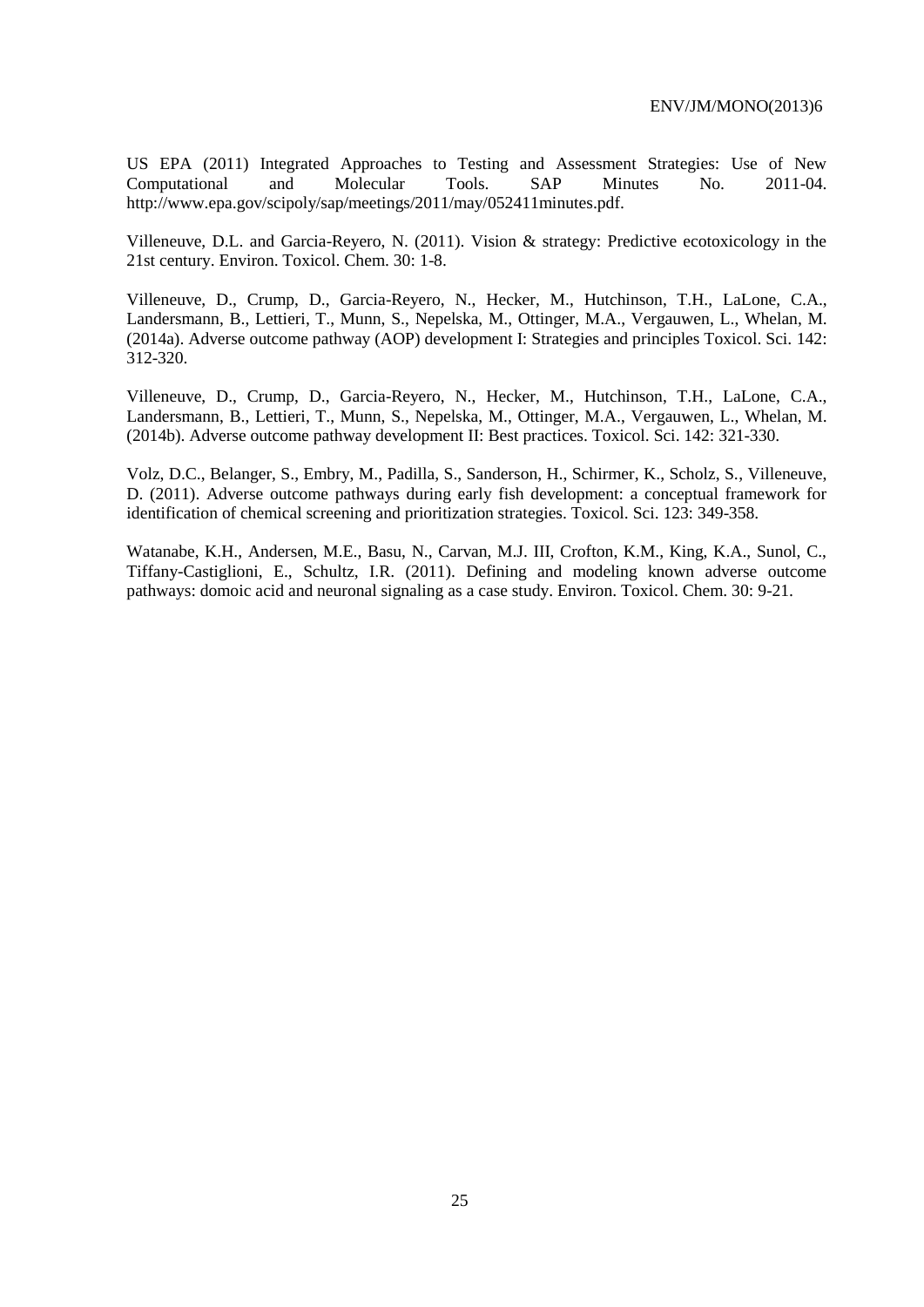US EPA (2011) Integrated Approaches to Testing and Assessment Strategies: Use of New Computational and Molecular Tools. SAP Minutes No. 2011-04. http://www.epa.gov/scipoly/sap/meetings/2011/may/052411minutes.pdf.

Villeneuve, D.L. and Garcia-Reyero, N. (2011). Vision & strategy: Predictive ecotoxicology in the 21st century. Environ. Toxicol. Chem. 30: 1-8.

Villeneuve, D., Crump, D., Garcia-Reyero, N., Hecker, M., Hutchinson, T.H., LaLone, C.A., Landersmann, B., Lettieri, T., Munn, S., Nepelska, M., Ottinger, M.A., Vergauwen, L., Whelan, M. (2014a). Adverse outcome pathway (AOP) development I: Strategies and principles Toxicol. Sci. 142: 312-320.

Villeneuve, D., Crump, D., Garcia-Reyero, N., Hecker, M., Hutchinson, T.H., LaLone, C.A., Landersmann, B., Lettieri, T., Munn, S., Nepelska, M., Ottinger, M.A., Vergauwen, L., Whelan, M. (2014b). Adverse outcome pathway development II: Best practices. Toxicol. Sci. 142: 321-330.

Volz, D.C., Belanger, S., Embry, M., Padilla, S., Sanderson, H., Schirmer, K., Scholz, S., Villeneuve, D. (2011). Adverse outcome pathways during early fish development: a conceptual framework for identification of chemical screening and prioritization strategies. Toxicol. Sci. 123: 349-358.

Watanabe, K.H., Andersen, M.E., Basu, N., Carvan, M.J. III, Crofton, K.M., King, K.A., Sunol, C., Tiffany-Castiglioni, E., Schultz, I.R. (2011). Defining and modeling known adverse outcome pathways: domoic acid and neuronal signaling as a case study. Environ. Toxicol. Chem. 30: 9-21.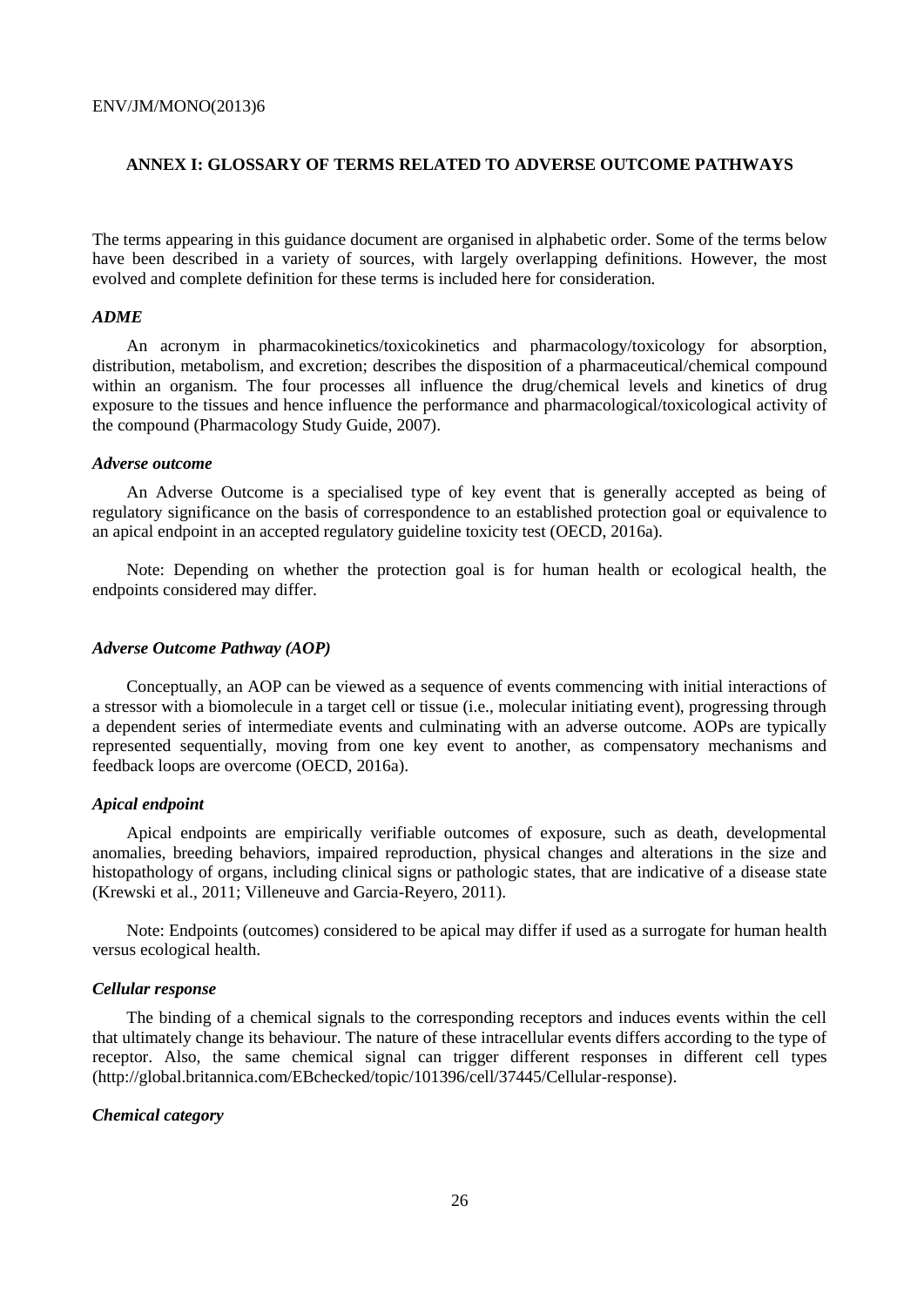## ANNEX I: GLOSSARY OF TERMS RELATED TO ADVERSE OUTCOME PATHWAYS

The terms appearing in this guidance document are organised in alphabetic order. Some of the terms below have been described in a variety of sources, with largely overlapping definitions. However, the most evolved and complete definition for these terms is included here for consideration.

### *ADME*

An acronym in pharmacokinetics/toxicokinetics and pharmacology/toxicology for absorption, distribution, metabolism, and excretion; describes the disposition of a pharmaceutical/chemical compound within an organism. The four processes all influence the drug/chemical levels and kinetics of drug exposure to the tissues and hence influence the performance and pharmacological/toxicological activity of the compound (Pharmacology Study Guide, 2007).

### *Adverse outcome*

An Adverse Outcome is a specialised type of key event that is generally accepted as being of regulatory significance on the basis of correspondence to an established protection goal or equivalence to an apical endpoint in an accepted regulatory guideline toxicity test (OECD, 2016a).

Note: Depending on whether the protection goal is for human health or ecological health, the endpoints considered may differ.

### *Adverse Outcome Pathway (AOP)*

Conceptually, an AOP can be viewed as a sequence of events commencing with initial interactions of a stressor with a biomolecule in a target cell or tissue (i.e., molecular initiating event), progressing through a dependent series of intermediate events and culminating with an adverse outcome. AOPs are typically represented sequentially, moving from one key event to another, as compensatory mechanisms and feedback loops are overcome (OECD, 2016a).

### *Apical endpoint*

Apical endpoints are empirically verifiable outcomes of exposure, such as death, developmental anomalies, breeding behaviors, impaired reproduction, physical changes and alterations in the size and histopathology of organs, including clinical signs or pathologic states, that are indicative of a disease state (Krewski et al., 2011; Villeneuve and Garcia-Reyero, 2011).

Note: Endpoints (outcomes) considered to be apical may differ if used as a surrogate for human health versus ecological health.

### *Cellular response*

The binding of a chemical signals to the corresponding receptors and induces events within the cell that ultimately change its behaviour. The nature of these intracellular events differs according to the type of receptor. Also, the same chemical signal can trigger different responses in different cell types (http://global.britannica.com/EBchecked/topic/101396/cell/37445/Cellular-response).

### *Chemical category*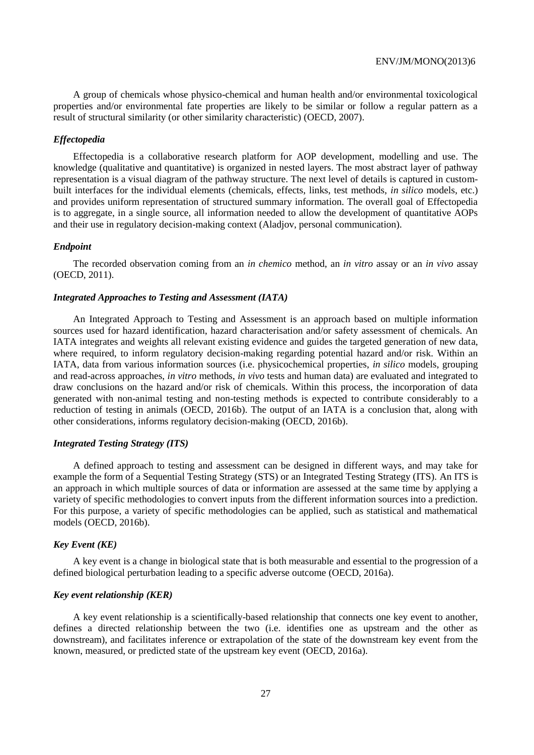A group of chemicals whose physico-chemical and human health and/or environmental toxicological properties and/or environmental fate properties are likely to be similar or follow a regular pattern as a result of structural similarity (or other similarity characteristic) (OECD, 2007).

### *Effectopedia*

Effectopedia is a collaborative research platform for AOP development, modelling and use. The knowledge (qualitative and quantitative) is organized in nested layers. The most abstract layer of pathway representation is a visual diagram of the pathway structure. The next level of details is captured in custom-built interfaces for the individual elements (chemicals, effects, links, test methods, *in silico* models, etc.) and provides uniform representation of structured summary information. The overall goal of Effectopedia is to aggregate, in a single source, all information needed to allow the development of quantitative AOPs and their use in regulatory decision-making context (Aladjov, personal communication).

### *Endpoint*

The recorded observation coming from an *in chemico* method, an *in vitro* assay or an *in vivo* assay (OECD, 2011).

### *Integrated Approaches to Testing and Assessment (IATA)*

An Integrated Approach to Testing and Assessment is an approach based on multiple information sources used for hazard identification, hazard characterisation and/or safety assessment of chemicals. An IATA integrates and weights all relevant existing evidence and guides the targeted generation of new data, where required, to inform regulatory decision-making regarding potential hazard and/or risk. Within an IATA, data from various information sources (i.e. physicochemical properties, *in silico* models, grouping and read-across approaches, *in vitro* methods, *in vivo* tests and human data) are evaluated and integrated to draw conclusions on the hazard and/or risk of chemicals. Within this process, the incorporation of data generated with non-animal testing and non-testing methods is expected to contribute considerably to a reduction of testing in animals (OECD, 2016b). The output of an IATA is a conclusion that, along with other considerations, informs regulatory decision-making (OECD, 2016b).

### *Integrated Testing Strategy (ITS)*

A defined approach to testing and assessment can be designed in different ways, and may take for example the form of a Sequential Testing Strategy (STS) or an Integrated Testing Strategy (ITS). An ITS is an approach in which multiple sources of data or information are assessed at the same time by applying a variety of specific methodologies to convert inputs from the different information sources into a prediction. For this purpose, a variety of specific methodologies can be applied, such as statistical and mathematical models (OECD, 2016b).

### *Key Event (KE)*

A key event is a change in biological state that is both measurable and essential to the progression of a defined biological perturbation leading to a specific adverse outcome (OECD, 2016a).

### *Key event relationship (KER)*

A key event relationship is a scientifically-based relationship that connects one key event to another, defines a directed relationship between the two (i.e. identifies one as upstream and the other as downstream), and facilitates inference or extrapolation of the state of the downstream key event from the known, measured, or predicted state of the upstream key event (OECD, 2016a).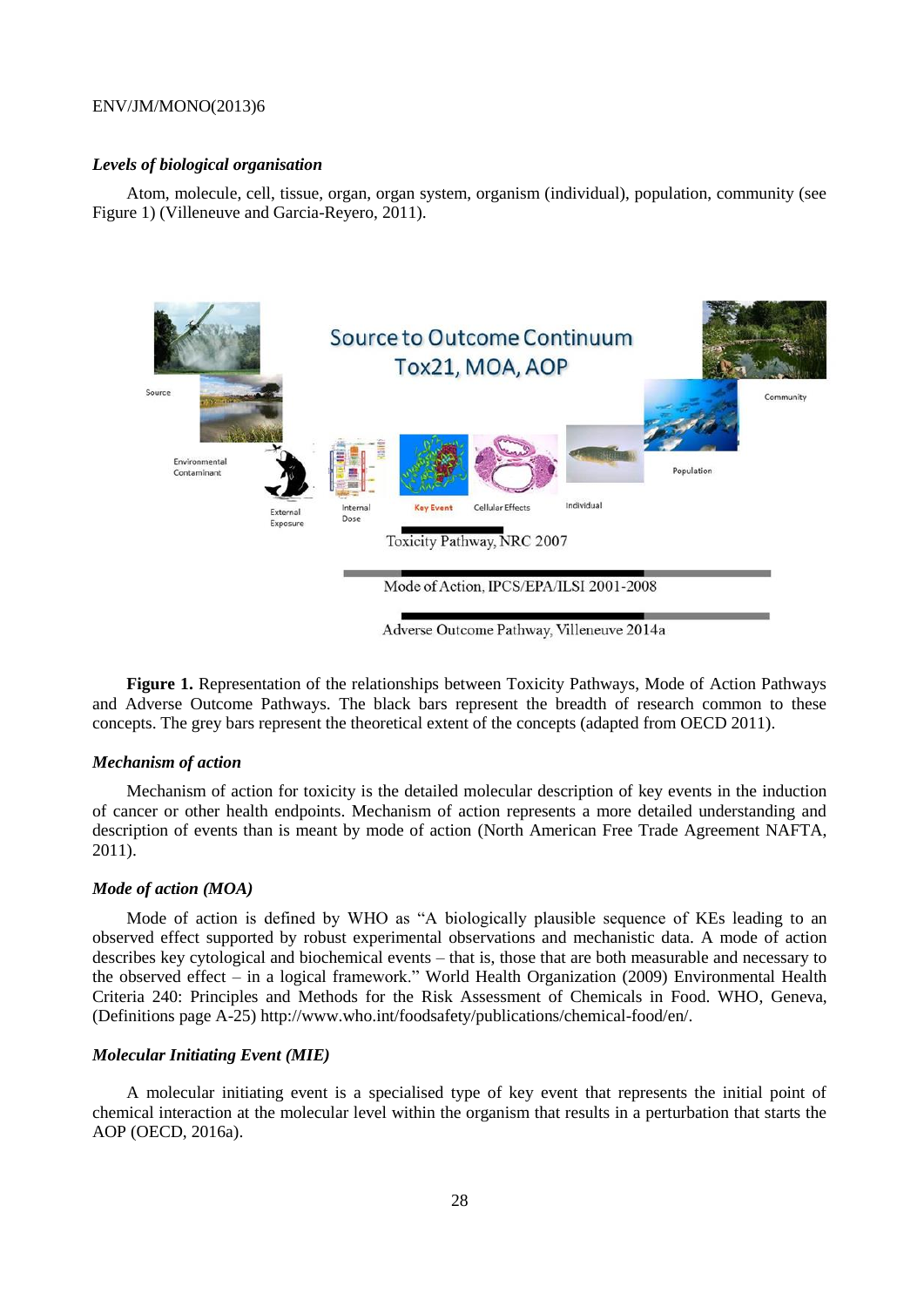### *Levels of biological organisation*

Atom, molecule, cell, tissue, organ, organ system, organism (individual), population, community (see Figure 1) (Villeneuve and Garcia-Reyero, 2011).

**Figure 1.** Representation of the relationships between Toxicity Pathways, Mode of Action Pathways and Adverse Outcome Pathways. The black bars represent the breadth of research common to these concepts. The grey bars represent the theoretical extent of the concepts (adapted from OECD 2011).

### *Mechanism of action*

Mechanism of action for toxicity is the detailed molecular description of key events in the induction of cancer or other health endpoints. Mechanism of action represents a more detailed understanding and description of events than is meant by mode of action (North American Free Trade Agreement NAFTA, 2011).

### *Mode of action (MOA)*

Mode of action is defined by WHO as "A biologically plausible sequence of KEs leading to an observed effect supported by robust experimental observations and mechanistic data. A mode of action describes key cytological and biochemical events – that is, those that are both measurable and necessary to the observed effect – in a logical framework." World Health Organization (2009) Environmental Health Criteria 240: Principles and Methods for the Risk Assessment of Chemicals in Food. WHO, Geneva, (Definitions page A-25) http://www.who.int/foodsafety/publications/chemical-food/en/.

### *Molecular Initiating Event (MIE)*

A molecular initiating event is a specialised type of key event that represents the initial point of chemical interaction at the molecular level within the organism that results in a perturbation that starts the AOP (OECD, 2016a).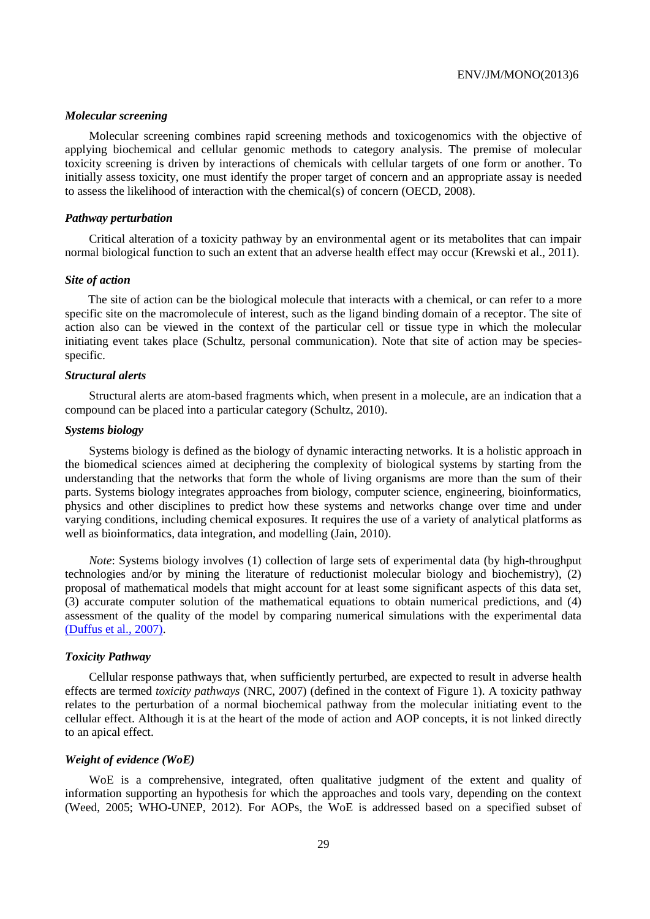### *Molecular screening*

Molecular screening combines rapid screening methods and toxicogenomics with the objective of applying biochemical and cellular genomic methods to category analysis. The premise of molecular toxicity screening is driven by interactions of chemicals with cellular targets of one form or another. To initially assess toxicity, one must identify the proper target of concern and an appropriate assay is needed to assess the likelihood of interaction with the chemical(s) of concern (OECD, 2008).

### *Pathway perturbation*

Critical alteration of a toxicity pathway by an environmental agent or its metabolites that can impair normal biological function to such an extent that an adverse health effect may occur (Krewski et al., 2011).

### *Site of action*

The site of action can be the biological molecule that interacts with a chemical, or can refer to a more specific site on the macromolecule of interest, such as the ligand binding domain of a receptor. The site of action also can be viewed in the context of the particular cell or tissue type in which the molecular initiating event takes place (Schultz, personal communication). Note that site of action may be species-specific.

### *Structural alerts*

Structural alerts are atom-based fragments which, when present in a molecule, are an indication that a compound can be placed into a particular category (Schultz, 2010).

### *Systems biology*

Systems biology is defined as the biology of dynamic interacting networks. It is a holistic approach in the biomedical sciences aimed at deciphering the complexity of biological systems by starting from the understanding that the networks that form the whole of living organisms are more than the sum of their parts. Systems biology integrates approaches from biology, computer science, engineering, bioinformatics, physics and other disciplines to predict how these systems and networks change over time and under varying conditions, including chemical exposures. It requires the use of a variety of analytical platforms as well as bioinformatics, data integration, and modelling (Jain, 2010).

*Note*: Systems biology involves (1) collection of large sets of experimental data (by high-throughput technologies and/or by mining the literature of reductionist molecular biology and biochemistry), (2) proposal of mathematical models that might account for at least some significant aspects of this data set, (3) accurate computer solution of the mathematical equations to obtain numerical predictions, and (4) assessment of the quality of the model by comparing numerical simulations with the experimental data (Duffus et al., 2007).

### *Toxicity Pathway*

Cellular response pathways that, when sufficiently perturbed, are expected to result in adverse health effects are termed *toxicity pathways* (NRC, 2007) (defined in the context of Figure 1). A toxicity pathway relates to the perturbation of a normal biochemical pathway from the molecular initiating event to the cellular effect. Although it is at the heart of the mode of action and AOP concepts, it is not linked directly to an apical effect.

### *Weight of evidence (WoE)*

WoE is a comprehensive, integrated, often qualitative judgment of the extent and quality of information supporting an hypothesis for which the approaches and tools vary, depending on the context (Weed, 2005; WHO-UNEP, 2012). For AOPs, the WoE is addressed based on a specified subset of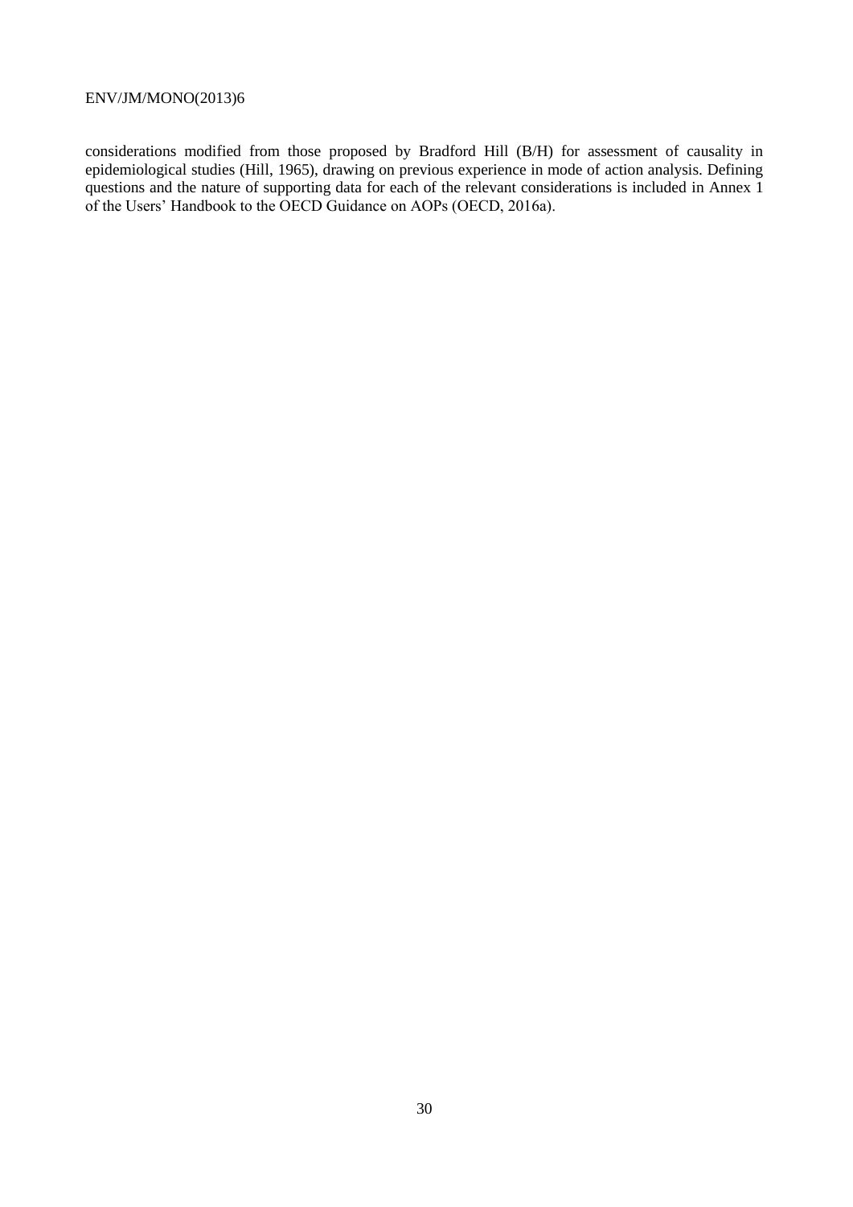considerations modified from those proposed by Bradford Hill (B/H) for assessment of causality in epidemiological studies (Hill, 1965), drawing on previous experience in mode of action analysis. Defining questions and the nature of supporting data for each of the relevant considerations is included in Annex 1 of the Users' Handbook to the OECD Guidance on AOPs (OECD, 2016a).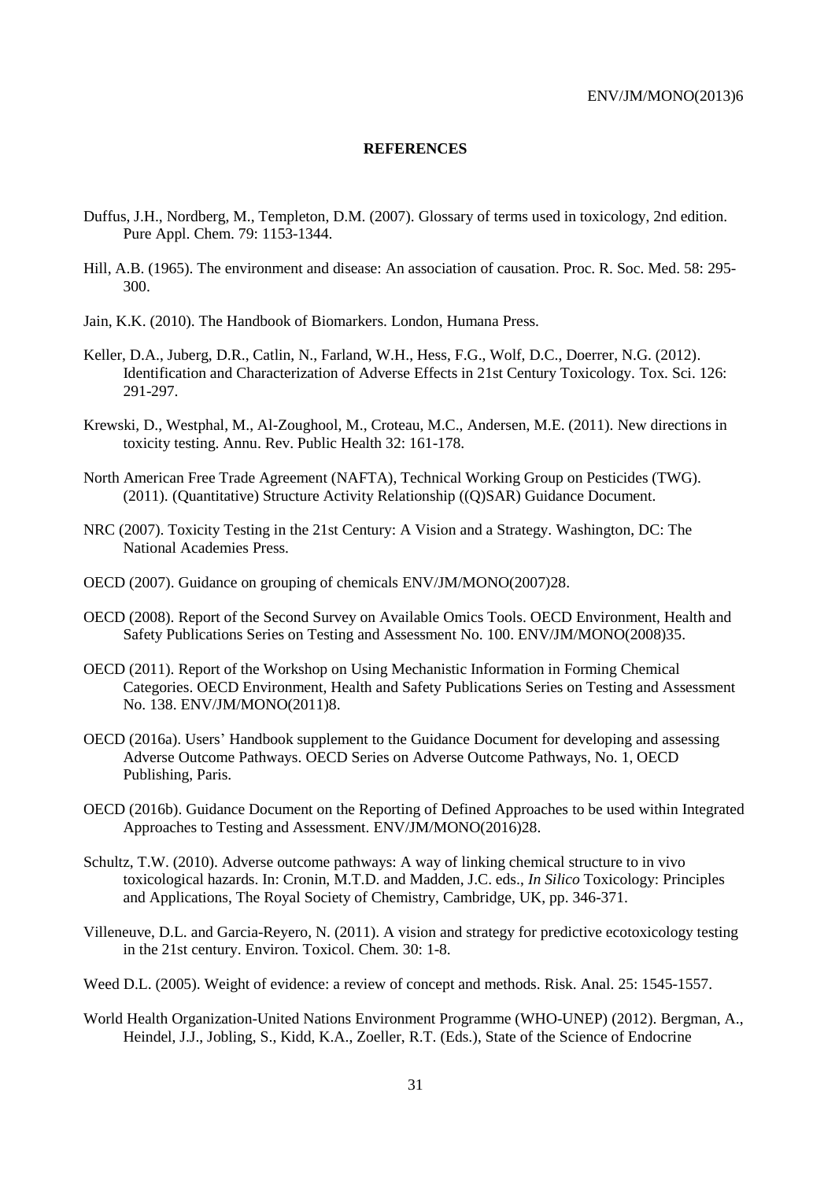# REFERENCES

Duffus, J.H., Nordberg, M., Templeton, D.M. (2007). Glossary of terms used in toxicology, 2nd edition. Pure Appl. Chem. 79: 1153-1344.

Hill, A.B. (1965). The environment and disease: An association of causation. Proc. R. Soc. Med. 58: 295-300.

Jain, K.K. (2010). The Handbook of Biomarkers. London, Humana Press.

Keller, D.A., Juberg, D.R., Catlin, N., Farland, W.H., Hess, F.G., Wolf, D.C., Doerrer, N.G. (2012). Identification and Characterization of Adverse Effects in 21st Century Toxicology. Tox. Sci. 126: 291-297.

Krewski, D., Westphal, M., Al-Zoughool, M., Croteau, M.C., Andersen, M.E. (2011). New directions in toxicity testing. Annu. Rev. Public Health 32: 161-178.

North American Free Trade Agreement (NAFTA), Technical Working Group on Pesticides (TWG). (2011). (Quantitative) Structure Activity Relationship ((Q)SAR) Guidance Document.

NRC (2007). Toxicity Testing in the 21st Century: A Vision and a Strategy. Washington, DC: The National Academies Press.

OECD (2007). Guidance on grouping of chemicals ENV/JM/MONO(2007)28.

OECD (2008). Report of the Second Survey on Available Omics Tools. OECD Environment, Health and Safety Publications Series on Testing and Assessment No. 100. ENV/JM/MONO(2008)35.

OECD (2011). Report of the Workshop on Using Mechanistic Information in Forming Chemical Categories. OECD Environment, Health and Safety Publications Series on Testing and Assessment No. 138. ENV/JM/MONO(2011)8.

OECD (2016a). Users' Handbook supplement to the Guidance Document for developing and assessing Adverse Outcome Pathways. OECD Series on Adverse Outcome Pathways, No. 1, OECD Publishing, Paris.

OECD (2016b). Guidance Document on the Reporting of Defined Approaches to be used within Integrated Approaches to Testing and Assessment. ENV/JM/MONO(2016)28.

Schultz, T.W. (2010). Adverse outcome pathways: A way of linking chemical structure to in vivo toxicological hazards. In: Cronin, M.T.D. and Madden, J.C. eds., *In Silico* Toxicology: Principles and Applications, The Royal Society of Chemistry, Cambridge, UK, pp. 346-371.

Villeneuve, D.L. and Garcia-Reyero, N. (2011). A vision and strategy for predictive ecotoxicology testing in the 21st century. Environ. Toxicol. Chem. 30: 1-8.

Weed D.L. (2005). Weight of evidence: a review of concept and methods. Risk. Anal. 25: 1545-1557.

World Health Organization-United Nations Environment Programme (WHO-UNEP) (2012). Bergman, A., Heindel, J.J., Jobling, S., Kidd, K.A., Zoeller, R.T. (Eds.), State of the Science of Endocrine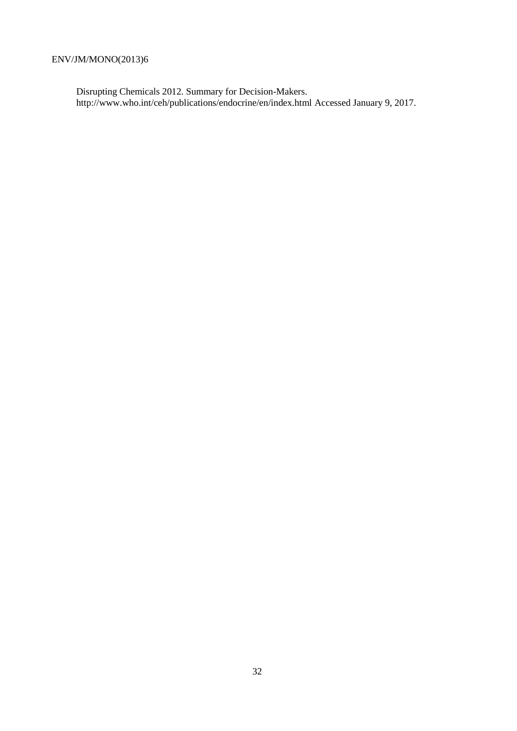Disrupting Chemicals 2012. Summary for Decision-Makers. http://www.who.int/ceh/publications/endocrine/en/index.html Accessed January 9, 2017.